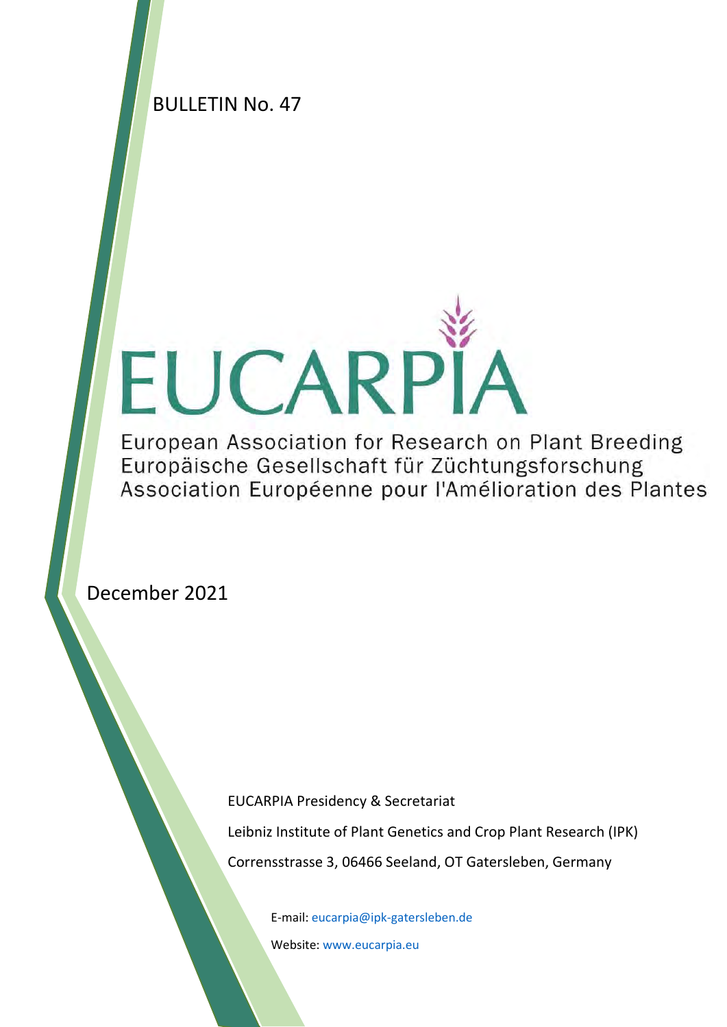BULLETIN No. 47

# EUCARPIA

European Association for Research on Plant Breeding
Europäische Gesellschaft für Züchtungsforschung
Association Européenne pour l'Amélioration des Plantes

December 2021

EUCARPIA Presidency & Secretariat

Leibniz Institute of Plant Genetics and Crop Plant Research (IPK)

Corrensstrasse 3, 06466 Seeland, OT Gatersleben, Germany

E-mail: eucarpia@ipk-gatersleben.de

Website: www.eucarpia.eu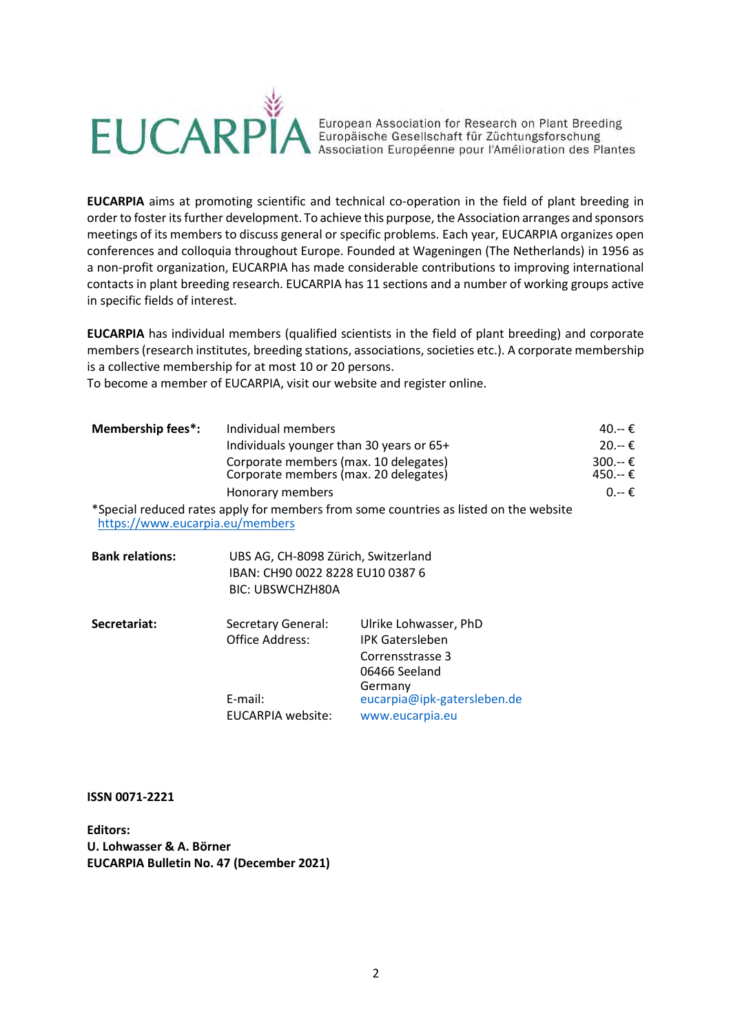# EUCARPIA

European Association for Research on Plant Breeding
Europäische Gesellschaft für Züchtungsforschung
Association Européenne pour l'Amélioration des Plantes

**EUCARPIA** aims at promoting scientific and technical co-operation in the field of plant breeding in order to foster its further development. To achieve this purpose, the Association arranges and sponsors meetings of its members to discuss general or specific problems. Each year, EUCARPIA organizes open conferences and colloquia throughout Europe. Founded at Wageningen (The Netherlands) in 1956 as a non-profit organization, EUCARPIA has made considerable contributions to improving international contacts in plant breeding research. EUCARPIA has 11 sections and a number of working groups active in specific fields of interest.

**EUCARPIA** has individual members (qualified scientists in the field of plant breeding) and corporate members (research institutes, breeding stations, associations, societies etc.). A corporate membership is a collective membership for at most 10 or 20 persons.
To become a member of EUCARPIA, visit our website and register online.

| **Membership fees*:** | | |
|---|---|---|
| | Individual members | 40.-- € |
| | Individuals younger than 30 years or 65+ | 20.-- € |
| | Corporate members (max. 10 delegates) | 300.-- € |
| | Corporate members (max. 20 delegates) | 450.-- € |
| | Honorary members | 0.-- € |

*Special reduced rates apply for members from some countries as listed on the website
https://www.eucarpia.eu/members

**Bank relations:**
UBS AG, CH-8098 Zürich, Switzerland
IBAN: CH90 0022 8228 EU10 0387 6
BIC: UBSWCHZH80A

**Secretariat:**

| | |
|---|---|
| Secretary General: | Ulrike Lohwasser, PhD |
| Office Address: | IPK Gatersleben<br>Corrensstrasse 3<br>06466 Seeland<br>Germany |
| E-mail: | eucarpia@ipk-gatersleben.de |
| EUCARPIA website: | www.eucarpia.eu |

**ISSN 0071-2221**

**Editors:**
**U. Lohwasser & A. Börner**
**EUCARPIA Bulletin No. 47 (December 2021)**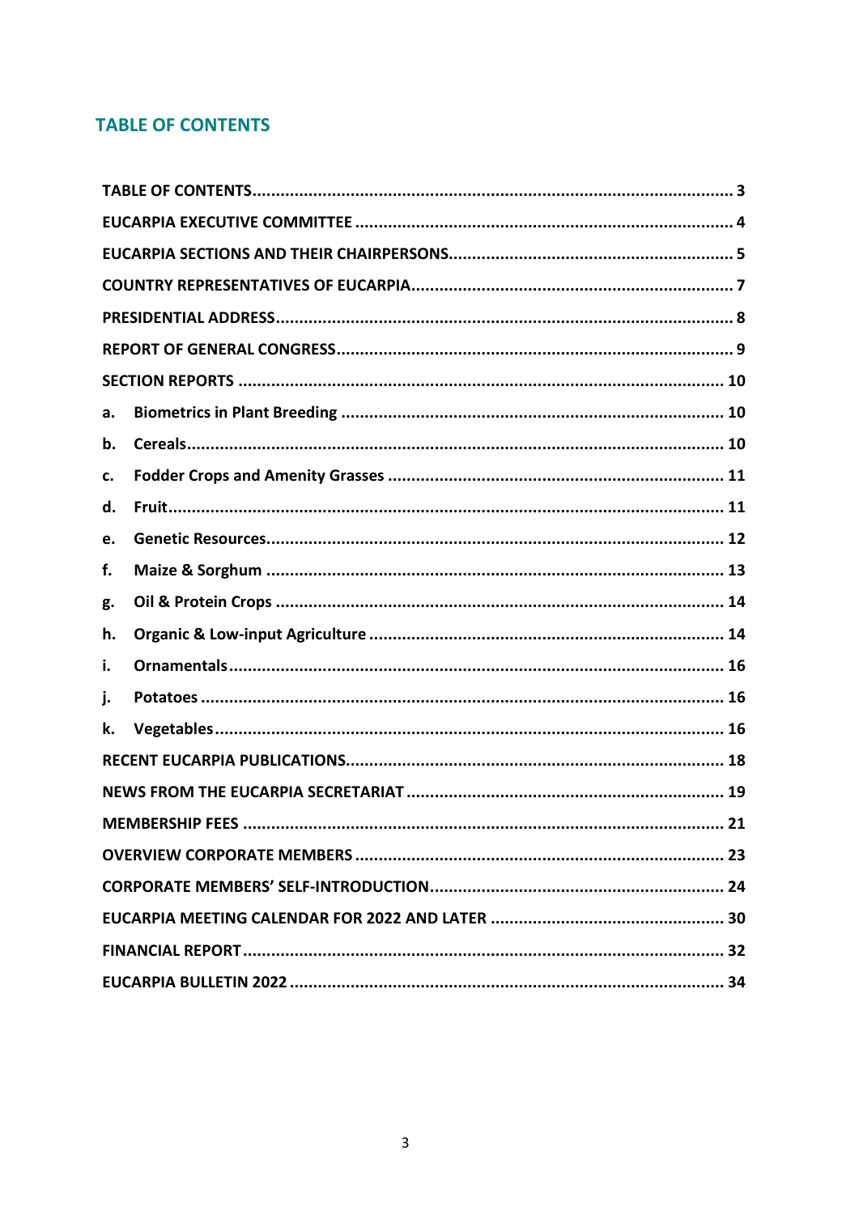## TABLE OF CONTENTS

TABLE OF CONTENTS ........................................................................................................ 3

EUCARPIA EXECUTIVE COMMITTEE .................................................................................. 4

EUCARPIA SECTIONS AND THEIR CHAIRPERSONS ............................................................ 5

COUNTRY REPRESENTATIVES OF EUCARPIA ...................................................................... 7

PRESIDENTIAL ADDRESS .................................................................................................. 8

REPORT OF GENERAL CONGRESS ...................................................................................... 9

SECTION REPORTS ......................................................................................................... 10

a. Biometrics in Plant Breeding ...................................................................................... 10

b. Cereals ......................................................................................................................... 10

c. Fodder Crops and Amenity Grasses ........................................................................... 11

d. Fruit ............................................................................................................................. 11

e. Genetic Resources ...................................................................................................... 12

f. Maize & Sorghum ........................................................................................................ 13

g. Oil & Protein Crops ..................................................................................................... 14

h. Organic & Low-input Agriculture ............................................................................... 14

i. Ornamentals ................................................................................................................ 16

j. Potatoes ....................................................................................................................... 16

k. Vegetables ................................................................................................................... 16

RECENT EUCARPIA PUBLICATIONS .................................................................................. 18

NEWS FROM THE EUCARPIA SECRETARIAT ..................................................................... 19

MEMBERSHIP FEES ........................................................................................................ 21

OVERVIEW CORPORATE MEMBERS ................................................................................ 23

CORPORATE MEMBERS' SELF-INTRODUCTION ............................................................... 24

EUCARPIA MEETING CALENDAR FOR 2022 AND LATER ................................................... 30

FINANCIAL REPORT ........................................................................................................ 32

EUCARPIA BULLETIN 2022 .............................................................................................. 34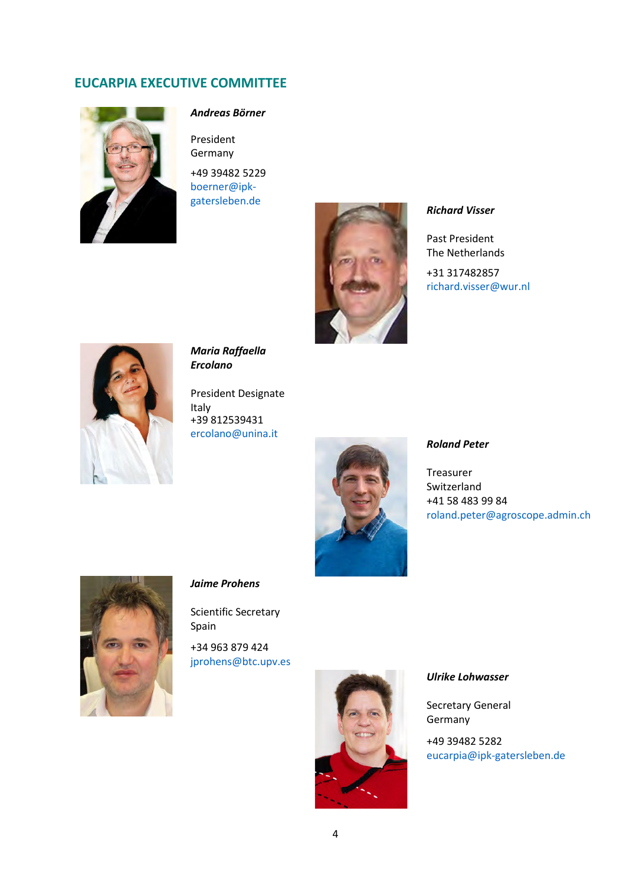## EUCARPIA EXECUTIVE COMMITTEE

***Andreas Börner***

President
Germany

+49 39482 5229
boerner@ipk-gatersleben.de

***Richard Visser***

Past President
The Netherlands

+31 317482857
richard.visser@wur.nl

***Maria Raffaella Ercolano***

President Designate
Italy
+39 812539431
ercolano@unina.it

***Roland Peter***

Treasurer
Switzerland
+41 58 483 99 84
roland.peter@agroscope.admin.ch

***Jaime Prohens***

Scientific Secretary
Spain

+34 963 879 424
jprohens@btc.upv.es

***Ulrike Lohwasser***

Secretary General
Germany

+49 39482 5282
eucarpia@ipk-gatersleben.de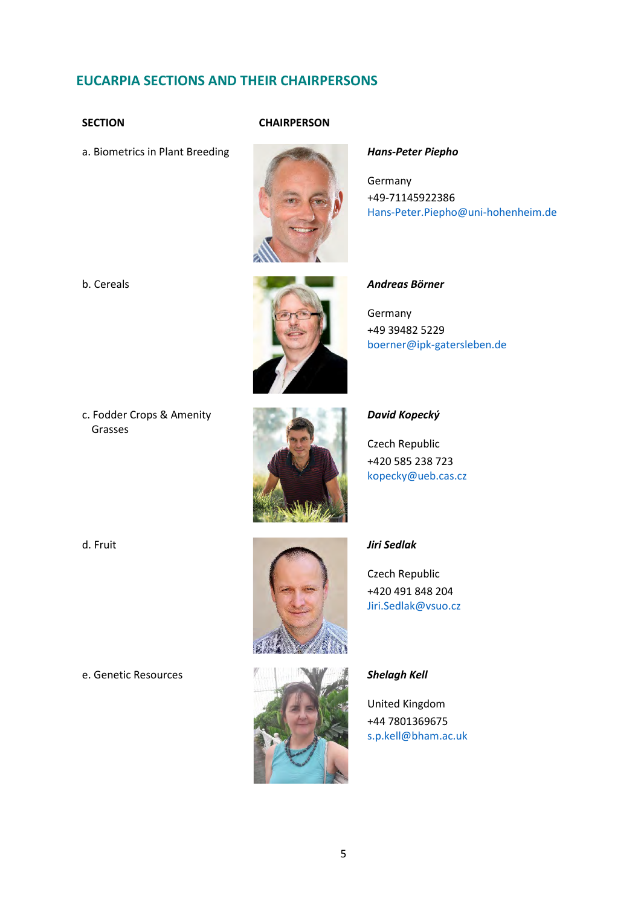## EUCARPIA SECTIONS AND THEIR CHAIRPERSONS

| SECTION | CHAIRPERSON |
| --- | --- |
| a. Biometrics in Plant Breeding | ***Hans-Peter Piepho***<br><br>Germany<br>+49-71145922386<br>Hans-Peter.Piepho@uni-hohenheim.de |
| b. Cereals | ***Andreas Börner***<br><br>Germany<br>+49 39482 5229<br>boerner@ipk-gatersleben.de |
| c. Fodder Crops & Amenity Grasses | ***David Kopecký***<br><br>Czech Republic<br>+420 585 238 723<br>kopecky@ueb.cas.cz |
| d. Fruit | ***Jiri Sedlak***<br><br>Czech Republic<br>+420 491 848 204<br>Jiri.Sedlak@vsuo.cz |
| e. Genetic Resources | ***Shelagh Kell***<br><br>United Kingdom<br>+44 7801369675<br>s.p.kell@bham.ac.uk |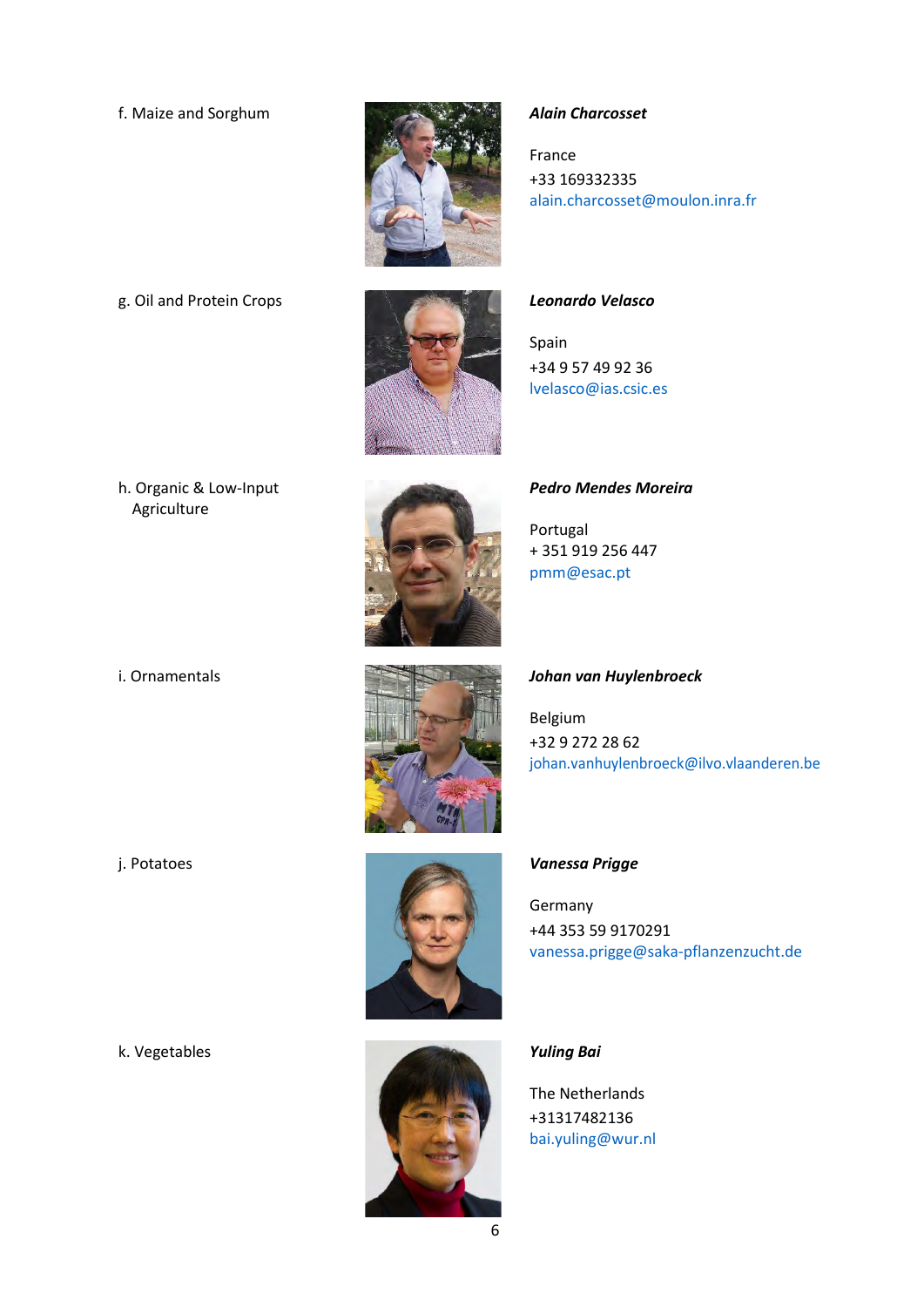f. Maize and Sorghum

***Alain Charcosset***

France
+33 169332335
alain.charcosset@moulon.inra.fr

g. Oil and Protein Crops

***Leonardo Velasco***

Spain
+34 9 57 49 92 36
lvelasco@ias.csic.es

h. Organic & Low-Input Agriculture

***Pedro Mendes Moreira***

Portugal
+ 351 919 256 447
pmm@esac.pt

i. Ornamentals

***Johan van Huylenbroeck***

Belgium
+32 9 272 28 62
johan.vanhuylenbroeck@ilvo.vlaanderen.be

j. Potatoes

***Vanessa Prigge***

Germany
+44 353 59 9170291
vanessa.prigge@saka-pflanzenzucht.de

k. Vegetables

***Yuling Bai***

The Netherlands
+31317482136
bai.yuling@wur.nl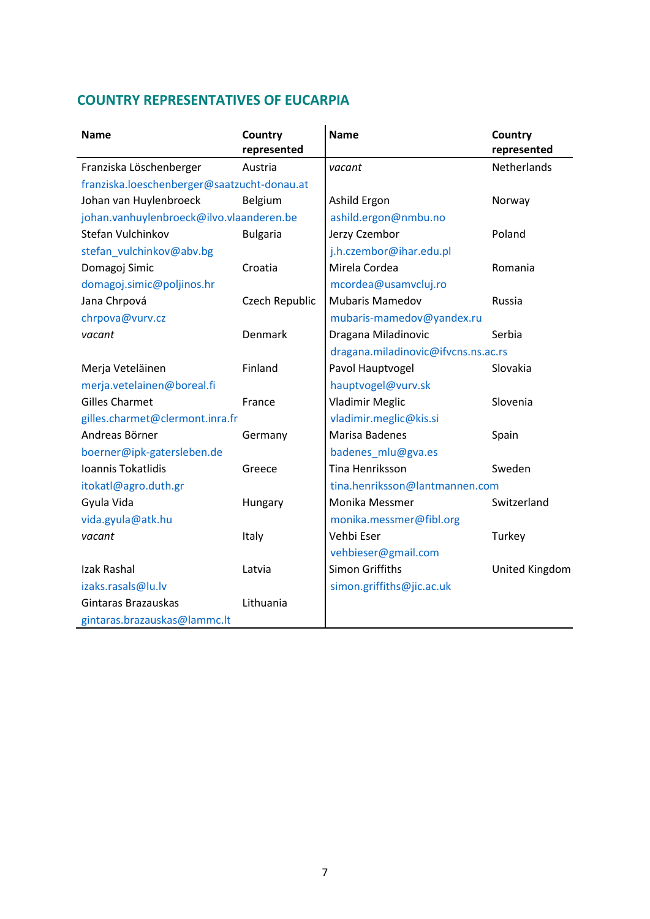## COUNTRY REPRESENTATIVES OF EUCARPIA

| Name | Country represented | Name | Country represented |
|---|---|---|---|
| Franziska Löschenberger<br>franziska.loeschenberger@saatzucht-donau.at | Austria | *vacant* | Netherlands |
| Johan van Huylenbroeck<br>johan.vanhuylenbroeck@ilvo.vlaanderen.be | Belgium | Ashild Ergon<br>ashild.ergon@nmbu.no | Norway |
| Stefan Vulchinkov<br>stefan_vulchinkov@abv.bg | Bulgaria | Jerzy Czembor<br>j.h.czembor@ihar.edu.pl | Poland |
| Domagoj Simic<br>domagoj.simic@poljinos.hr | Croatia | Mirela Cordea<br>mcordea@usamvcluj.ro | Romania |
| Jana Chrpová<br>chrpova@vurv.cz | Czech Republic | Mubaris Mamedov<br>mubaris-mamedov@yandex.ru | Russia |
| *vacant* | Denmark | Dragana Miladinovic<br>dragana.miladinovic@ifvcns.ns.ac.rs | Serbia |
| Merja Veteläinen<br>merja.vetelainen@boreal.fi | Finland | Pavol Hauptvogel<br>hauptvogel@vurv.sk | Slovakia |
| Gilles Charmet<br>gilles.charmet@clermont.inra.fr | France | Vladimir Meglic<br>vladimir.meglic@kis.si | Slovenia |
| Andreas Börner<br>boerner@ipk-gatersleben.de | Germany | Marisa Badenes<br>badenes_mlu@gva.es | Spain |
| Ioannis Tokatlidis<br>itokatl@agro.duth.gr | Greece | Tina Henriksson<br>tina.henriksson@lantmannen.com | Sweden |
| Gyula Vida<br>vida.gyula@atk.hu | Hungary | Monika Messmer<br>monika.messmer@fibl.org | Switzerland |
| *vacant* | Italy | Vehbi Eser<br>vehbieser@gmail.com | Turkey |
| Izak Rashal<br>izaks.rasals@lu.lv | Latvia | Simon Griffiths<br>simon.griffiths@jic.ac.uk | United Kingdom |
| Gintaras Brazauskas<br>gintaras.brazauskas@lammc.lt | Lithuania | | |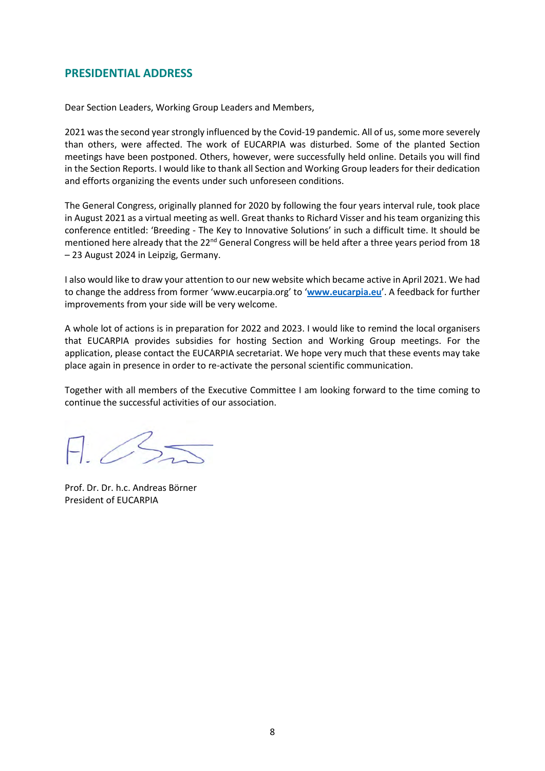## PRESIDENTIAL ADDRESS

Dear Section Leaders, Working Group Leaders and Members,

2021 was the second year strongly influenced by the Covid-19 pandemic. All of us, some more severely than others, were affected. The work of EUCARPIA was disturbed. Some of the planted Section meetings have been postponed. Others, however, were successfully held online. Details you will find in the Section Reports. I would like to thank all Section and Working Group leaders for their dedication and efforts organizing the events under such unforeseen conditions.

The General Congress, originally planned for 2020 by following the four years interval rule, took place in August 2021 as a virtual meeting as well. Great thanks to Richard Visser and his team organizing this conference entitled: 'Breeding - The Key to Innovative Solutions' in such a difficult time. It should be mentioned here already that the 22nd General Congress will be held after a three years period from 18 – 23 August 2024 in Leipzig, Germany.

I also would like to draw your attention to our new website which became active in April 2021. We had to change the address from former 'www.eucarpia.org' to '**www.eucarpia.eu**'. A feedback for further improvements from your side will be very welcome.

A whole lot of actions is in preparation for 2022 and 2023. I would like to remind the local organisers that EUCARPIA provides subsidies for hosting Section and Working Group meetings. For the application, please contact the EUCARPIA secretariat. We hope very much that these events may take place again in presence in order to re-activate the personal scientific communication.

Together with all members of the Executive Committee I am looking forward to the time coming to continue the successful activities of our association.

Prof. Dr. Dr. h.c. Andreas Börner
President of EUCARPIA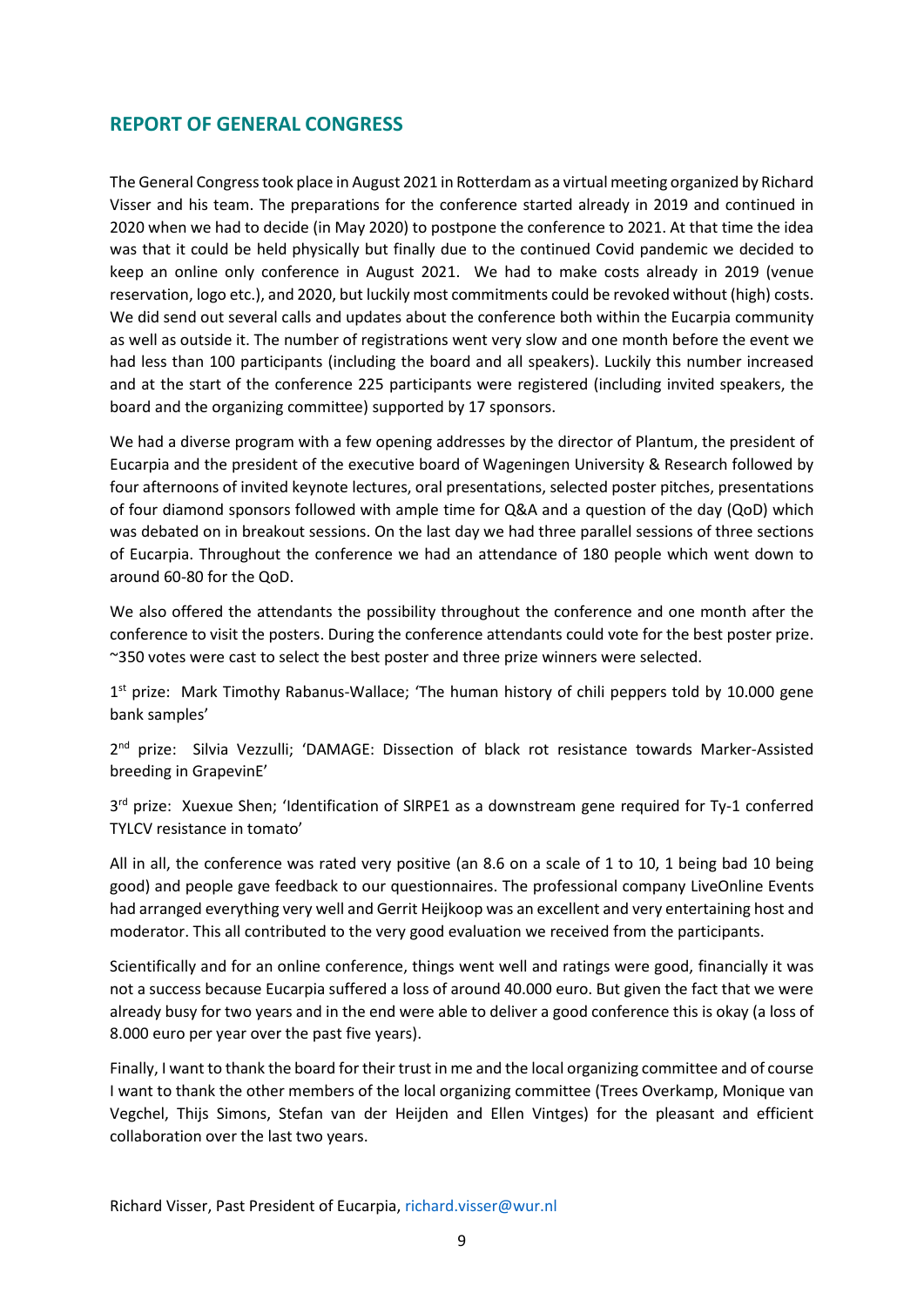## REPORT OF GENERAL CONGRESS

The General Congress took place in August 2021 in Rotterdam as a virtual meeting organized by Richard Visser and his team. The preparations for the conference started already in 2019 and continued in 2020 when we had to decide (in May 2020) to postpone the conference to 2021. At that time the idea was that it could be held physically but finally due to the continued Covid pandemic we decided to keep an online only conference in August 2021. We had to make costs already in 2019 (venue reservation, logo etc.), and 2020, but luckily most commitments could be revoked without (high) costs. We did send out several calls and updates about the conference both within the Eucarpia community as well as outside it. The number of registrations went very slow and one month before the event we had less than 100 participants (including the board and all speakers). Luckily this number increased and at the start of the conference 225 participants were registered (including invited speakers, the board and the organizing committee) supported by 17 sponsors.

We had a diverse program with a few opening addresses by the director of Plantum, the president of Eucarpia and the president of the executive board of Wageningen University & Research followed by four afternoons of invited keynote lectures, oral presentations, selected poster pitches, presentations of four diamond sponsors followed with ample time for Q&A and a question of the day (QoD) which was debated on in breakout sessions. On the last day we had three parallel sessions of three sections of Eucarpia. Throughout the conference we had an attendance of 180 people which went down to around 60-80 for the QoD.

We also offered the attendants the possibility throughout the conference and one month after the conference to visit the posters. During the conference attendants could vote for the best poster prize. ~350 votes were cast to select the best poster and three prize winners were selected.

1st prize: Mark Timothy Rabanus-Wallace; 'The human history of chili peppers told by 10.000 gene bank samples'

2nd prize: Silvia Vezzulli; 'DAMAGE: Dissection of black rot resistance towards Marker-Assisted breeding in GrapevinE'

3rd prize: Xuexue Shen; 'Identification of SlRPE1 as a downstream gene required for Ty-1 conferred TYLCV resistance in tomato'

All in all, the conference was rated very positive (an 8.6 on a scale of 1 to 10, 1 being bad 10 being good) and people gave feedback to our questionnaires. The professional company LiveOnline Events had arranged everything very well and Gerrit Heijkoop was an excellent and very entertaining host and moderator. This all contributed to the very good evaluation we received from the participants.

Scientifically and for an online conference, things went well and ratings were good, financially it was not a success because Eucarpia suffered a loss of around 40.000 euro. But given the fact that we were already busy for two years and in the end were able to deliver a good conference this is okay (a loss of 8.000 euro per year over the past five years).

Finally, I want to thank the board for their trust in me and the local organizing committee and of course I want to thank the other members of the local organizing committee (Trees Overkamp, Monique van Vegchel, Thijs Simons, Stefan van der Heijden and Ellen Vintges) for the pleasant and efficient collaboration over the last two years.

Richard Visser, Past President of Eucarpia, richard.visser@wur.nl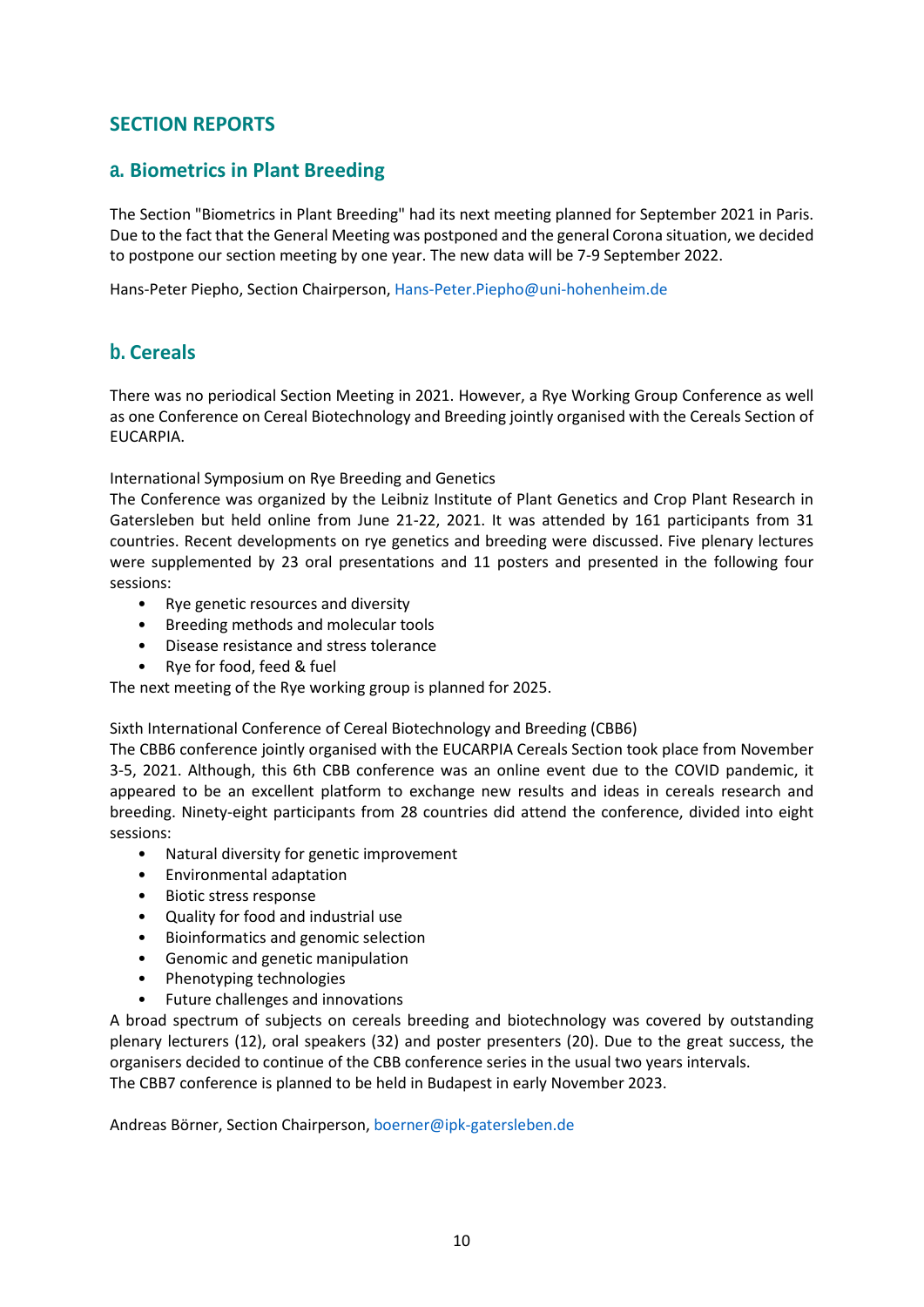# SECTION REPORTS

## a. Biometrics in Plant Breeding

The Section "Biometrics in Plant Breeding" had its next meeting planned for September 2021 in Paris. Due to the fact that the General Meeting was postponed and the general Corona situation, we decided to postpone our section meeting by one year. The new data will be 7-9 September 2022.

Hans-Peter Piepho, Section Chairperson, Hans-Peter.Piepho@uni-hohenheim.de

## b. Cereals

There was no periodical Section Meeting in 2021. However, a Rye Working Group Conference as well as one Conference on Cereal Biotechnology and Breeding jointly organised with the Cereals Section of EUCARPIA.

International Symposium on Rye Breeding and Genetics
The Conference was organized by the Leibniz Institute of Plant Genetics and Crop Plant Research in Gatersleben but held online from June 21-22, 2021. It was attended by 161 participants from 31 countries. Recent developments on rye genetics and breeding were discussed. Five plenary lectures were supplemented by 23 oral presentations and 11 posters and presented in the following four sessions:

- Rye genetic resources and diversity
- Breeding methods and molecular tools
- Disease resistance and stress tolerance
- Rye for food, feed & fuel

The next meeting of the Rye working group is planned for 2025.

Sixth International Conference of Cereal Biotechnology and Breeding (CBB6)
The CBB6 conference jointly organised with the EUCARPIA Cereals Section took place from November 3-5, 2021. Although, this 6th CBB conference was an online event due to the COVID pandemic, it appeared to be an excellent platform to exchange new results and ideas in cereals research and breeding. Ninety-eight participants from 28 countries did attend the conference, divided into eight sessions:

- Natural diversity for genetic improvement
- Environmental adaptation
- Biotic stress response
- Quality for food and industrial use
- Bioinformatics and genomic selection
- Genomic and genetic manipulation
- Phenotyping technologies
- Future challenges and innovations

A broad spectrum of subjects on cereals breeding and biotechnology was covered by outstanding plenary lecturers (12), oral speakers (32) and poster presenters (20). Due to the great success, the organisers decided to continue of the CBB conference series in the usual two years intervals.
The CBB7 conference is planned to be held in Budapest in early November 2023.

Andreas Börner, Section Chairperson, boerner@ipk-gatersleben.de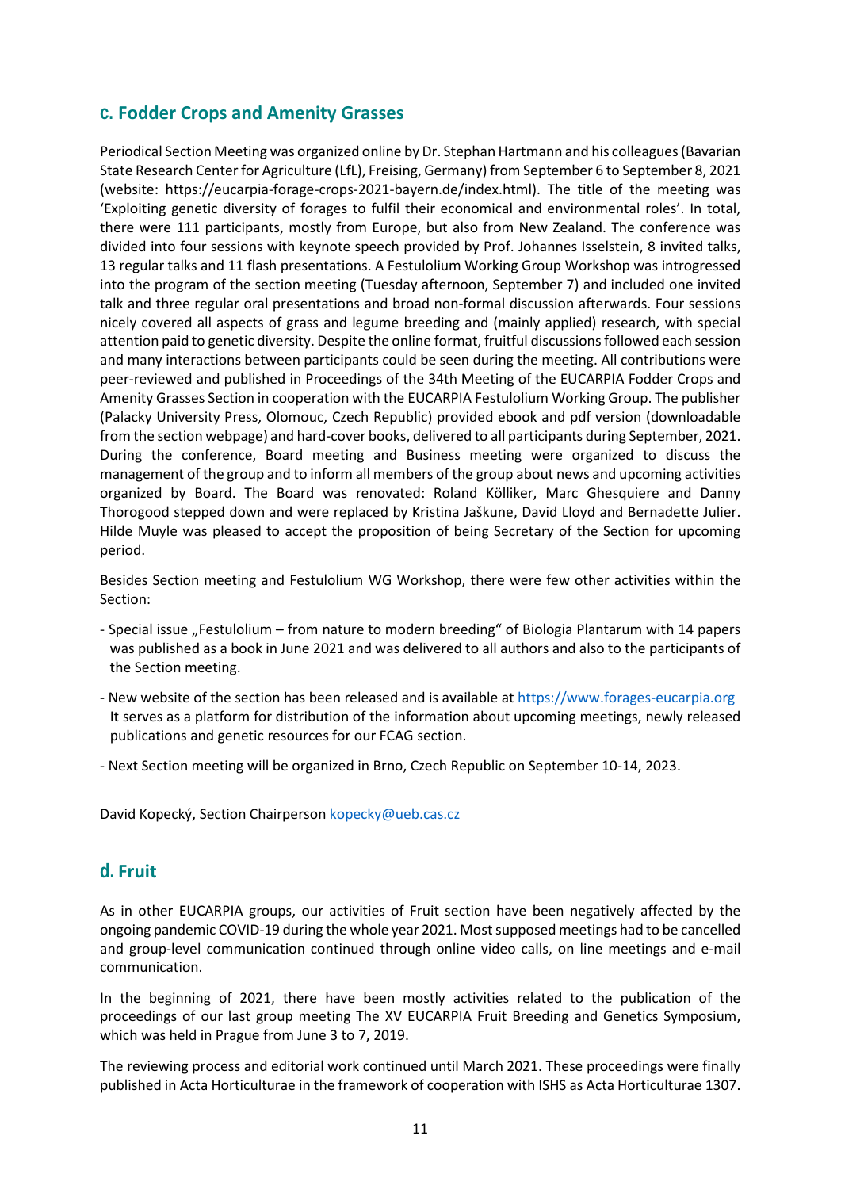## c. Fodder Crops and Amenity Grasses

Periodical Section Meeting was organized online by Dr. Stephan Hartmann and his colleagues (Bavarian State Research Center for Agriculture (LfL), Freising, Germany) from September 6 to September 8, 2021 (website: https://eucarpia-forage-crops-2021-bayern.de/index.html). The title of the meeting was 'Exploiting genetic diversity of forages to fulfil their economical and environmental roles'. In total, there were 111 participants, mostly from Europe, but also from New Zealand. The conference was divided into four sessions with keynote speech provided by Prof. Johannes Isselstein, 8 invited talks, 13 regular talks and 11 flash presentations. A Festulolium Working Group Workshop was introgressed into the program of the section meeting (Tuesday afternoon, September 7) and included one invited talk and three regular oral presentations and broad non-formal discussion afterwards. Four sessions nicely covered all aspects of grass and legume breeding and (mainly applied) research, with special attention paid to genetic diversity. Despite the online format, fruitful discussions followed each session and many interactions between participants could be seen during the meeting. All contributions were peer-reviewed and published in Proceedings of the 34th Meeting of the EUCARPIA Fodder Crops and Amenity Grasses Section in cooperation with the EUCARPIA Festulolium Working Group. The publisher (Palacky University Press, Olomouc, Czech Republic) provided ebook and pdf version (downloadable from the section webpage) and hard-cover books, delivered to all participants during September, 2021. During the conference, Board meeting and Business meeting were organized to discuss the management of the group and to inform all members of the group about news and upcoming activities organized by Board. The Board was renovated: Roland Kölliker, Marc Ghesquiere and Danny Thorogood stepped down and were replaced by Kristina Jaškune, David Lloyd and Bernadette Julier. Hilde Muyle was pleased to accept the proposition of being Secretary of the Section for upcoming period.

Besides Section meeting and Festulolium WG Workshop, there were few other activities within the Section:

- Special issue „Festulolium – from nature to modern breeding“ of Biologia Plantarum with 14 papers was published as a book in June 2021 and was delivered to all authors and also to the participants of the Section meeting.
- New website of the section has been released and is available at https://www.forages-eucarpia.org It serves as a platform for distribution of the information about upcoming meetings, newly released publications and genetic resources for our FCAG section.
- Next Section meeting will be organized in Brno, Czech Republic on September 10-14, 2023.

David Kopecký, Section Chairperson kopecky@ueb.cas.cz

## d. Fruit

As in other EUCARPIA groups, our activities of Fruit section have been negatively affected by the ongoing pandemic COVID-19 during the whole year 2021. Most supposed meetings had to be cancelled and group-level communication continued through online video calls, on line meetings and e-mail communication.

In the beginning of 2021, there have been mostly activities related to the publication of the proceedings of our last group meeting The XV EUCARPIA Fruit Breeding and Genetics Symposium, which was held in Prague from June 3 to 7, 2019.

The reviewing process and editorial work continued until March 2021. These proceedings were finally published in Acta Horticulturae in the framework of cooperation with ISHS as Acta Horticulturae 1307.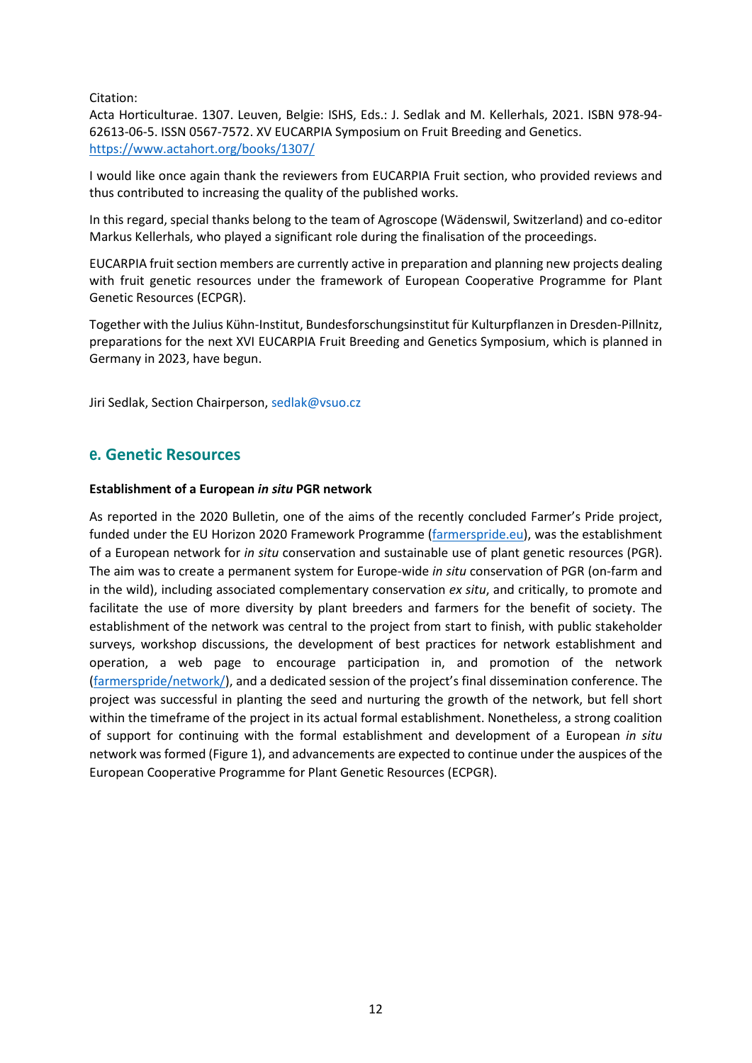Citation:
Acta Horticulturae. 1307. Leuven, Belgie: ISHS, Eds.: J. Sedlak and M. Kellerhals, 2021. ISBN 978-94-62613-06-5. ISSN 0567-7572. XV EUCARPIA Symposium on Fruit Breeding and Genetics. https://www.actahort.org/books/1307/

I would like once again thank the reviewers from EUCARPIA Fruit section, who provided reviews and thus contributed to increasing the quality of the published works.

In this regard, special thanks belong to the team of Agroscope (Wädenswil, Switzerland) and co-editor Markus Kellerhals, who played a significant role during the finalisation of the proceedings.

EUCARPIA fruit section members are currently active in preparation and planning new projects dealing with fruit genetic resources under the framework of European Cooperative Programme for Plant Genetic Resources (ECPGR).

Together with the Julius Kühn-Institut, Bundesforschungsinstitut für Kulturpflanzen in Dresden-Pillnitz, preparations for the next XVI EUCARPIA Fruit Breeding and Genetics Symposium, which is planned in Germany in 2023, have begun.

Jiri Sedlak, Section Chairperson, sedlak@vsuo.cz

## e. Genetic Resources

**Establishment of a European *in situ* PGR network**

As reported in the 2020 Bulletin, one of the aims of the recently concluded Farmer's Pride project, funded under the EU Horizon 2020 Framework Programme (farmerspride.eu), was the establishment of a European network for *in situ* conservation and sustainable use of plant genetic resources (PGR). The aim was to create a permanent system for Europe-wide *in situ* conservation of PGR (on-farm and in the wild), including associated complementary conservation *ex situ*, and critically, to promote and facilitate the use of more diversity by plant breeders and farmers for the benefit of society. The establishment of the network was central to the project from start to finish, with public stakeholder surveys, workshop discussions, the development of best practices for network establishment and operation, a web page to encourage participation in, and promotion of the network (farmerspride/network/), and a dedicated session of the project's final dissemination conference. The project was successful in planting the seed and nurturing the growth of the network, but fell short within the timeframe of the project in its actual formal establishment. Nonetheless, a strong coalition of support for continuing with the formal establishment and development of a European *in situ* network was formed (Figure 1), and advancements are expected to continue under the auspices of the European Cooperative Programme for Plant Genetic Resources (ECPGR).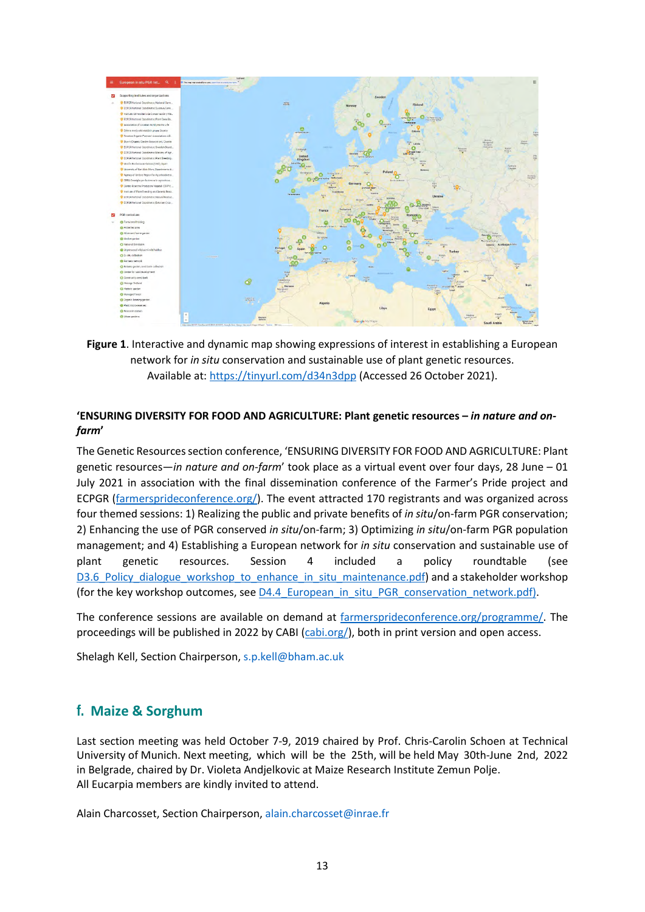**Figure 1**. Interactive and dynamic map showing expressions of interest in establishing a European network for *in situ* conservation and sustainable use of plant genetic resources. Available at: https://tinyurl.com/d34n3dpp (Accessed 26 October 2021).

**'ENSURING DIVERSITY FOR FOOD AND AGRICULTURE: Plant genetic resources – *in nature and on-farm*'**

The Genetic Resources section conference, 'ENSURING DIVERSITY FOR FOOD AND AGRICULTURE: Plant genetic resources—*in nature and on-farm*' took place as a virtual event over four days, 28 June – 01 July 2021 in association with the final dissemination conference of the Farmer's Pride project and ECPGR (farmersprideconference.org/). The event attracted 170 registrants and was organized across four themed sessions: 1) Realizing the public and private benefits of *in situ*/on-farm PGR conservation; 2) Enhancing the use of PGR conserved *in situ*/on-farm; 3) Optimizing *in situ*/on-farm PGR population management; and 4) Establishing a European network for *in situ* conservation and sustainable use of plant genetic resources. Session 4 included a policy roundtable (see D3.6_Policy_dialogue_workshop_to_enhance_in_situ_maintenance.pdf) and a stakeholder workshop (for the key workshop outcomes, see D4.4_European_in_situ_PGR_conservation_network.pdf).

The conference sessions are available on demand at farmersprideconference.org/programme/. The proceedings will be published in 2022 by CABI (cabi.org/), both in print version and open access.

Shelagh Kell, Section Chairperson, s.p.kell@bham.ac.uk

## f. Maize & Sorghum

Last section meeting was held October 7-9, 2019 chaired by Prof. Chris-Carolin Schoen at Technical University of Munich. Next meeting, which will be the 25th, will be held May 30th-June 2nd, 2022 in Belgrade, chaired by Dr. Violeta Andjelkovic at Maize Research Institute Zemun Polje.
All Eucarpia members are kindly invited to attend.

Alain Charcosset, Section Chairperson, alain.charcosset@inrae.fr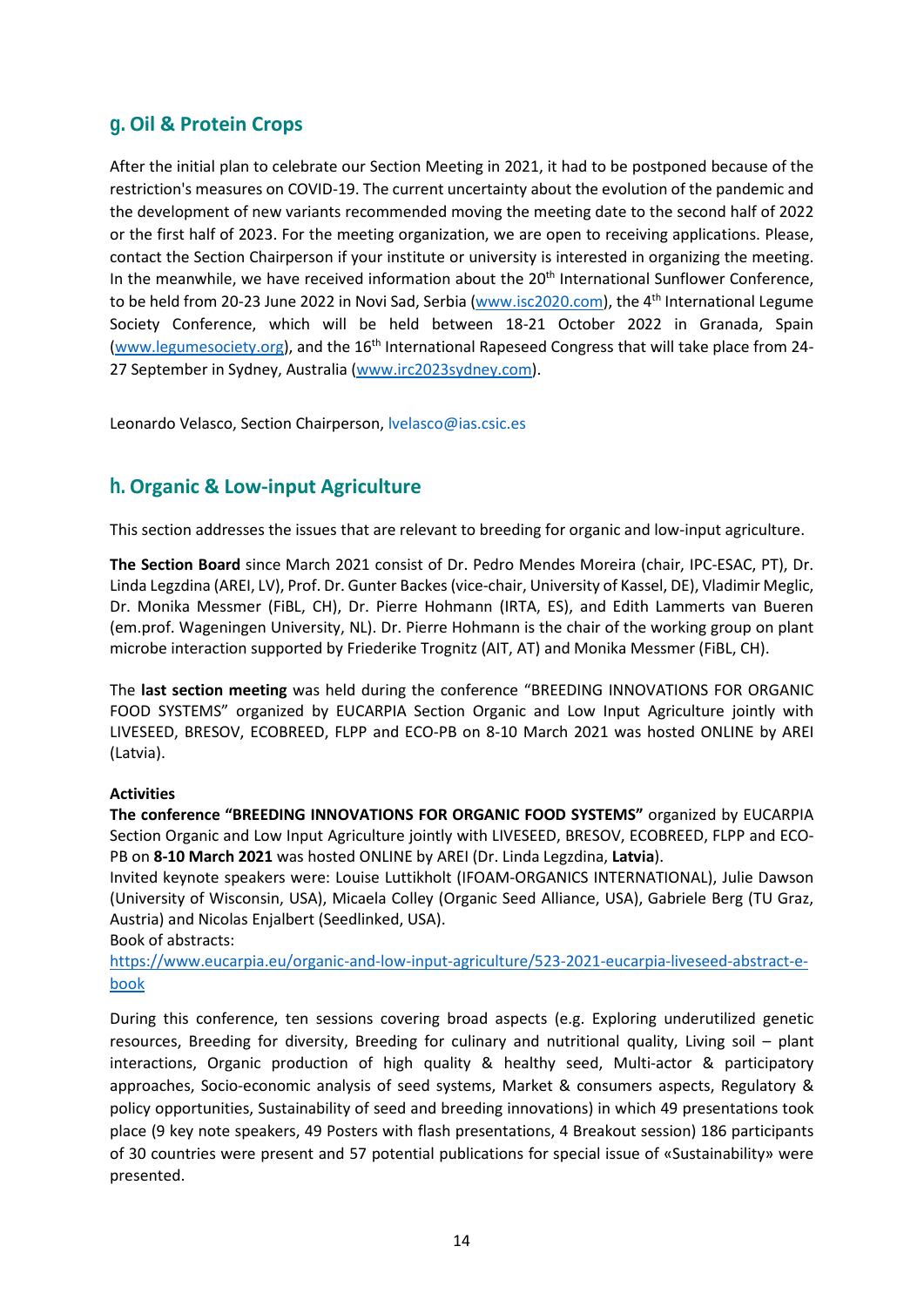## g. Oil & Protein Crops

After the initial plan to celebrate our Section Meeting in 2021, it had to be postponed because of the restriction's measures on COVID-19. The current uncertainty about the evolution of the pandemic and the development of new variants recommended moving the meeting date to the second half of 2022 or the first half of 2023. For the meeting organization, we are open to receiving applications. Please, contact the Section Chairperson if your institute or university is interested in organizing the meeting. In the meanwhile, we have received information about the 20th International Sunflower Conference, to be held from 20-23 June 2022 in Novi Sad, Serbia (www.isc2020.com), the 4th International Legume Society Conference, which will be held between 18-21 October 2022 in Granada, Spain (www.legumesociety.org), and the 16th International Rapeseed Congress that will take place from 24-27 September in Sydney, Australia (www.irc2023sydney.com).

Leonardo Velasco, Section Chairperson, lvelasco@ias.csic.es

## h. Organic & Low-input Agriculture

This section addresses the issues that are relevant to breeding for organic and low-input agriculture.

**The Section Board** since March 2021 consist of Dr. Pedro Mendes Moreira (chair, IPC-ESAC, PT), Dr. Linda Legzdina (AREI, LV), Prof. Dr. Gunter Backes (vice-chair, University of Kassel, DE), Vladimir Meglic, Dr. Monika Messmer (FiBL, CH), Dr. Pierre Hohmann (IRTA, ES), and Edith Lammerts van Bueren (em.prof. Wageningen University, NL). Dr. Pierre Hohmann is the chair of the working group on plant microbe interaction supported by Friederike Trognitz (AIT, AT) and Monika Messmer (FiBL, CH).

The **last section meeting** was held during the conference "BREEDING INNOVATIONS FOR ORGANIC FOOD SYSTEMS" organized by EUCARPIA Section Organic and Low Input Agriculture jointly with LIVESEED, BRESOV, ECOBREED, FLPP and ECO-PB on 8-10 March 2021 was hosted ONLINE by AREI (Latvia).

**Activities**

**The conference "BREEDING INNOVATIONS FOR ORGANIC FOOD SYSTEMS"** organized by EUCARPIA Section Organic and Low Input Agriculture jointly with LIVESEED, BRESOV, ECOBREED, FLPP and ECO-PB on **8-10 March 2021** was hosted ONLINE by AREI (Dr. Linda Legzdina, **Latvia**).

Invited keynote speakers were: Louise Luttikholt (IFOAM-ORGANICS INTERNATIONAL), Julie Dawson (University of Wisconsin, USA), Micaela Colley (Organic Seed Alliance, USA), Gabriele Berg (TU Graz, Austria) and Nicolas Enjalbert (Seedlinked, USA).

Book of abstracts:
https://www.eucarpia.eu/organic-and-low-input-agriculture/523-2021-eucarpia-liveseed-abstract-e-book

During this conference, ten sessions covering broad aspects (e.g. Exploring underutilized genetic resources, Breeding for diversity, Breeding for culinary and nutritional quality, Living soil – plant interactions, Organic production of high quality & healthy seed, Multi-actor & participatory approaches, Socio-economic analysis of seed systems, Market & consumers aspects, Regulatory & policy opportunities, Sustainability of seed and breeding innovations) in which 49 presentations took place (9 key note speakers, 49 Posters with flash presentations, 4 Breakout session) 186 participants of 30 countries were present and 57 potential publications for special issue of «Sustainability» were presented.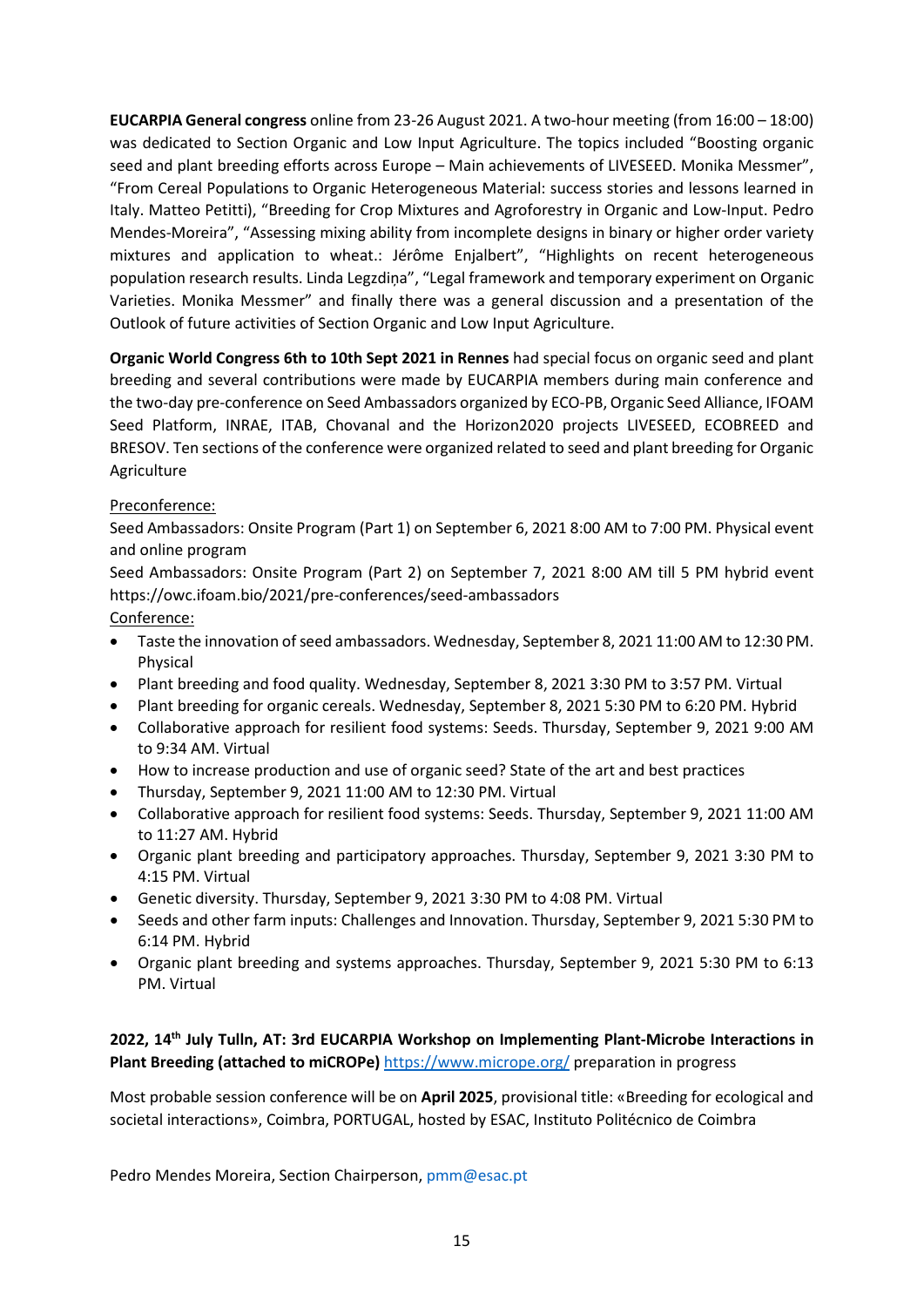**EUCARPIA General congress** online from 23-26 August 2021. A two-hour meeting (from 16:00 – 18:00) was dedicated to Section Organic and Low Input Agriculture. The topics included "Boosting organic seed and plant breeding efforts across Europe – Main achievements of LIVESEED. Monika Messmer", "From Cereal Populations to Organic Heterogeneous Material: success stories and lessons learned in Italy. Matteo Petitti), "Breeding for Crop Mixtures and Agroforestry in Organic and Low-Input. Pedro Mendes-Moreira", "Assessing mixing ability from incomplete designs in binary or higher order variety mixtures and application to wheat.: Jérôme Enjalbert", "Highlights on recent heterogeneous population research results. Linda Legzdiņa", "Legal framework and temporary experiment on Organic Varieties. Monika Messmer" and finally there was a general discussion and a presentation of the Outlook of future activities of Section Organic and Low Input Agriculture.

**Organic World Congress 6th to 10th Sept 2021 in Rennes** had special focus on organic seed and plant breeding and several contributions were made by EUCARPIA members during main conference and the two-day pre-conference on Seed Ambassadors organized by ECO-PB, Organic Seed Alliance, IFOAM Seed Platform, INRAE, ITAB, Chovanal and the Horizon2020 projects LIVESEED, ECOBREED and BRESOV. Ten sections of the conference were organized related to seed and plant breeding for Organic Agriculture

<u>Preconference:</u>

Seed Ambassadors: Onsite Program (Part 1) on September 6, 2021 8:00 AM to 7:00 PM. Physical event and online program

Seed Ambassadors: Onsite Program (Part 2) on September 7, 2021 8:00 AM till 5 PM hybrid event https://owc.ifoam.bio/2021/pre-conferences/seed-ambassadors

<u>Conference:</u>

- Taste the innovation of seed ambassadors. Wednesday, September 8, 2021 11:00 AM to 12:30 PM. Physical
- Plant breeding and food quality. Wednesday, September 8, 2021 3:30 PM to 3:57 PM. Virtual
- Plant breeding for organic cereals. Wednesday, September 8, 2021 5:30 PM to 6:20 PM. Hybrid
- Collaborative approach for resilient food systems: Seeds. Thursday, September 9, 2021 9:00 AM to 9:34 AM. Virtual
- How to increase production and use of organic seed? State of the art and best practices
- Thursday, September 9, 2021 11:00 AM to 12:30 PM. Virtual
- Collaborative approach for resilient food systems: Seeds. Thursday, September 9, 2021 11:00 AM to 11:27 AM. Hybrid
- Organic plant breeding and participatory approaches. Thursday, September 9, 2021 3:30 PM to 4:15 PM. Virtual
- Genetic diversity. Thursday, September 9, 2021 3:30 PM to 4:08 PM. Virtual
- Seeds and other farm inputs: Challenges and Innovation. Thursday, September 9, 2021 5:30 PM to 6:14 PM. Hybrid
- Organic plant breeding and systems approaches. Thursday, September 9, 2021 5:30 PM to 6:13 PM. Virtual

**2022, 14th July Tulln, AT: 3rd EUCARPIA Workshop on Implementing Plant-Microbe Interactions in Plant Breeding (attached to miCROPe)** https://www.micrope.org/ preparation in progress

Most probable session conference will be on **April 2025**, provisional title: «Breeding for ecological and societal interactions», Coimbra, PORTUGAL, hosted by ESAC, Instituto Politécnico de Coimbra

Pedro Mendes Moreira, Section Chairperson, pmm@esac.pt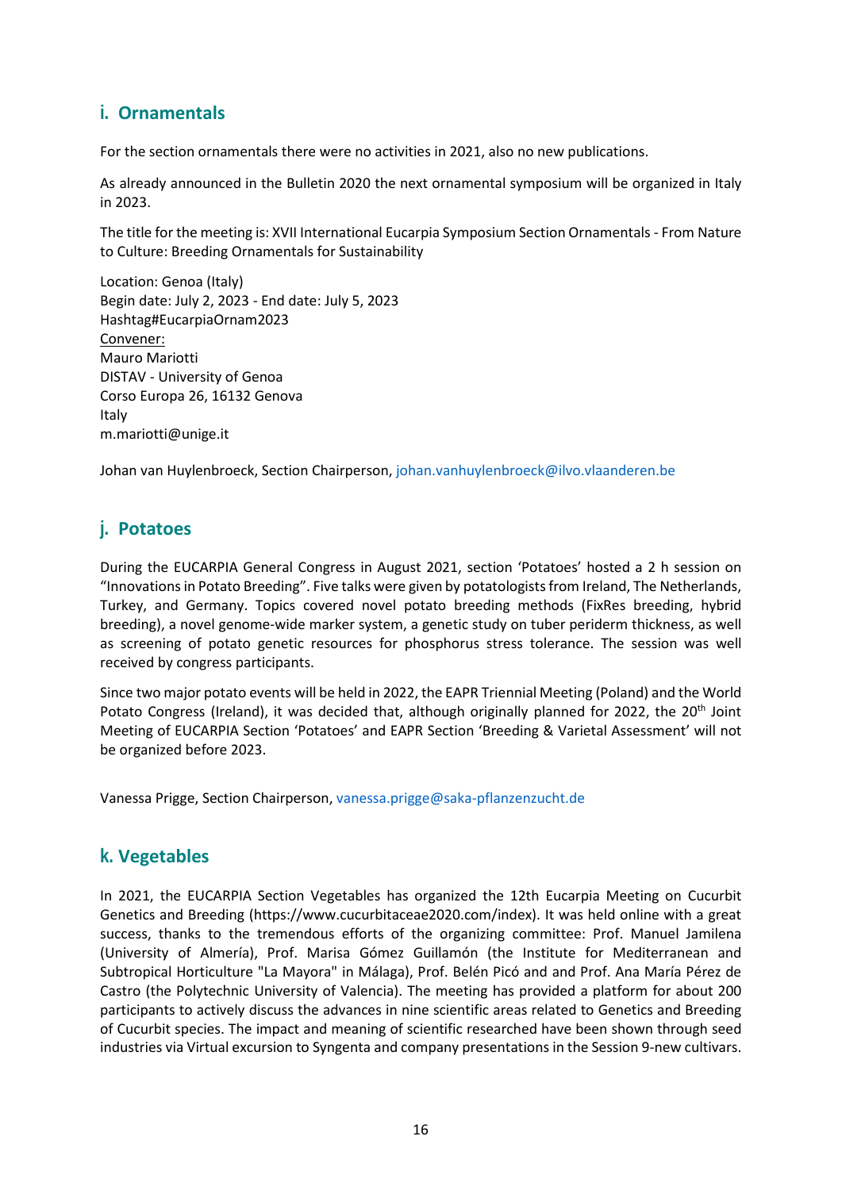## i. Ornamentals

For the section ornamentals there were no activities in 2021, also no new publications.

As already announced in the Bulletin 2020 the next ornamental symposium will be organized in Italy in 2023.

The title for the meeting is: XVII International Eucarpia Symposium Section Ornamentals - From Nature to Culture: Breeding Ornamentals for Sustainability

Location: Genoa (Italy)
Begin date: July 2, 2023 - End date: July 5, 2023
Hashtag#EucarpiaOrnam2023
Convener:
Mauro Mariotti
DISTAV - University of Genoa
Corso Europa 26, 16132 Genova
Italy
m.mariotti@unige.it

Johan van Huylenbroeck, Section Chairperson, johan.vanhuylenbroeck@ilvo.vlaanderen.be

## j. Potatoes

During the EUCARPIA General Congress in August 2021, section 'Potatoes' hosted a 2 h session on "Innovations in Potato Breeding". Five talks were given by potatologists from Ireland, The Netherlands, Turkey, and Germany. Topics covered novel potato breeding methods (FixRes breeding, hybrid breeding), a novel genome-wide marker system, a genetic study on tuber periderm thickness, as well as screening of potato genetic resources for phosphorus stress tolerance. The session was well received by congress participants.

Since two major potato events will be held in 2022, the EAPR Triennial Meeting (Poland) and the World Potato Congress (Ireland), it was decided that, although originally planned for 2022, the 20th Joint Meeting of EUCARPIA Section 'Potatoes' and EAPR Section 'Breeding & Varietal Assessment' will not be organized before 2023.

Vanessa Prigge, Section Chairperson, vanessa.prigge@saka-pflanzenzucht.de

## k. Vegetables

In 2021, the EUCARPIA Section Vegetables has organized the 12th Eucarpia Meeting on Cucurbit Genetics and Breeding (https://www.cucurbitaceae2020.com/index). It was held online with a great success, thanks to the tremendous efforts of the organizing committee: Prof. Manuel Jamilena (University of Almería), Prof. Marisa Gómez Guillamón (the Institute for Mediterranean and Subtropical Horticulture "La Mayora" in Málaga), Prof. Belén Picó and and Prof. Ana María Pérez de Castro (the Polytechnic University of Valencia). The meeting has provided a platform for about 200 participants to actively discuss the advances in nine scientific areas related to Genetics and Breeding of Cucurbit species. The impact and meaning of scientific researched have been shown through seed industries via Virtual excursion to Syngenta and company presentations in the Session 9-new cultivars.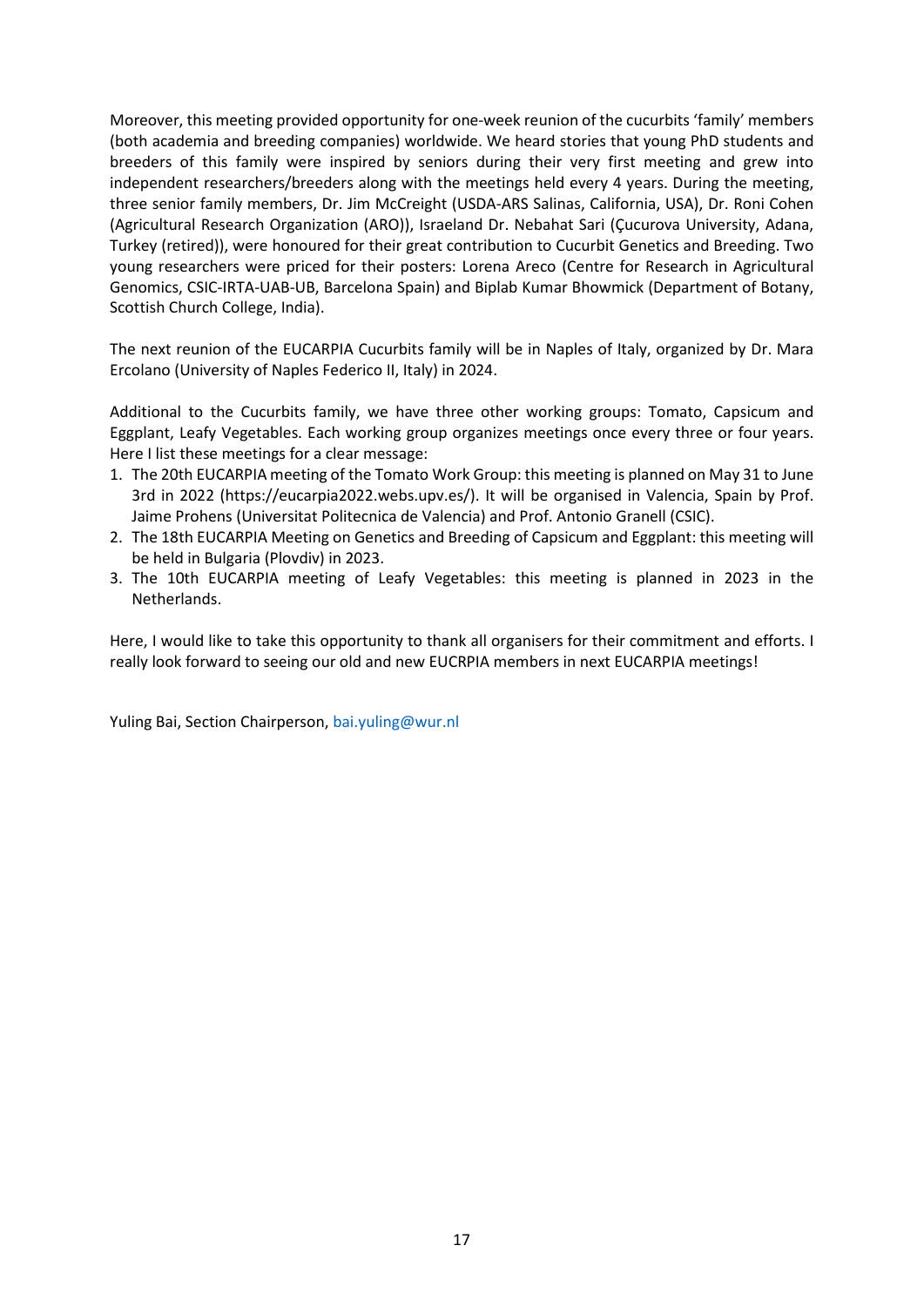Moreover, this meeting provided opportunity for one-week reunion of the cucurbits 'family' members (both academia and breeding companies) worldwide. We heard stories that young PhD students and breeders of this family were inspired by seniors during their very first meeting and grew into independent researchers/breeders along with the meetings held every 4 years. During the meeting, three senior family members, Dr. Jim McCreight (USDA-ARS Salinas, California, USA), Dr. Roni Cohen (Agricultural Research Organization (ARO)), Israeland Dr. Nebahat Sari (Çucurova University, Adana, Turkey (retired)), were honoured for their great contribution to Cucurbit Genetics and Breeding. Two young researchers were priced for their posters: Lorena Areco (Centre for Research in Agricultural Genomics, CSIC-IRTA-UAB-UB, Barcelona Spain) and Biplab Kumar Bhowmick (Department of Botany, Scottish Church College, India).

The next reunion of the EUCARPIA Cucurbits family will be in Naples of Italy, organized by Dr. Mara Ercolano (University of Naples Federico II, Italy) in 2024.

Additional to the Cucurbits family, we have three other working groups: Tomato, Capsicum and Eggplant, Leafy Vegetables. Each working group organizes meetings once every three or four years. Here I list these meetings for a clear message:

1. The 20th EUCARPIA meeting of the Tomato Work Group: this meeting is planned on May 31 to June 3rd in 2022 (https://eucarpia2022.webs.upv.es/). It will be organised in Valencia, Spain by Prof. Jaime Prohens (Universitat Politecnica de Valencia) and Prof. Antonio Granell (CSIC).
2. The 18th EUCARPIA Meeting on Genetics and Breeding of Capsicum and Eggplant: this meeting will be held in Bulgaria (Plovdiv) in 2023.
3. The 10th EUCARPIA meeting of Leafy Vegetables: this meeting is planned in 2023 in the Netherlands.

Here, I would like to take this opportunity to thank all organisers for their commitment and efforts. I really look forward to seeing our old and new EUCRPIA members in next EUCARPIA meetings!

Yuling Bai, Section Chairperson, bai.yuling@wur.nl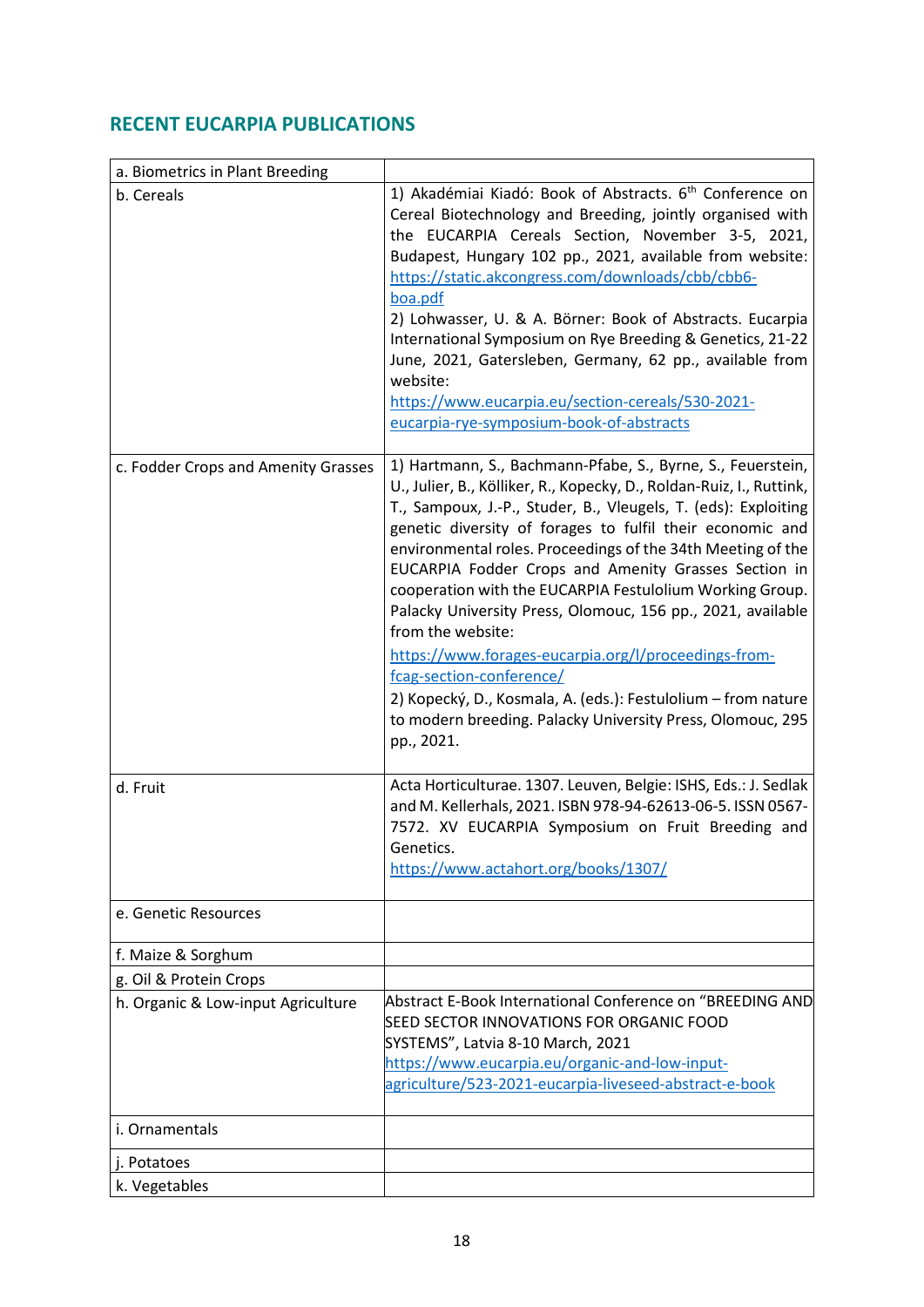## RECENT EUCARPIA PUBLICATIONS

| a. Biometrics in Plant Breeding | |
|---|---|
| b. Cereals | 1) Akadémiai Kiadó: Book of Abstracts. 6th Conference on Cereal Biotechnology and Breeding, jointly organised with the EUCARPIA Cereals Section, November 3-5, 2021, Budapest, Hungary 102 pp., 2021, available from website: https://static.akcongress.com/downloads/cbb/cbb6-boa.pdf<br>2) Lohwasser, U. & A. Börner: Book of Abstracts. Eucarpia International Symposium on Rye Breeding & Genetics, 21-22 June, 2021, Gatersleben, Germany, 62 pp., available from website: https://www.eucarpia.eu/section-cereals/530-2021-eucarpia-rye-symposium-book-of-abstracts |
| c. Fodder Crops and Amenity Grasses | 1) Hartmann, S., Bachmann-Pfabe, S., Byrne, S., Feuerstein, U., Julier, B., Kölliker, R., Kopecky, D., Roldan-Ruiz, I., Ruttink, T., Sampoux, J.-P., Studer, B., Vleugels, T. (eds): Exploiting genetic diversity of forages to fulfil their economic and environmental roles. Proceedings of the 34th Meeting of the EUCARPIA Fodder Crops and Amenity Grasses Section in cooperation with the EUCARPIA Festulolium Working Group. Palacky University Press, Olomouc, 156 pp., 2021, available from the website:<br>https://www.forages-eucarpia.org/l/proceedings-from-fcag-section-conference/<br>2) Kopecký, D., Kosmala, A. (eds.): Festulolium – from nature to modern breeding. Palacky University Press, Olomouc, 295 pp., 2021. |
| d. Fruit | Acta Horticulturae. 1307. Leuven, Belgie: ISHS, Eds.: J. Sedlak and M. Kellerhals, 2021. ISBN 978-94-62613-06-5. ISSN 0567-7572. XV EUCARPIA Symposium on Fruit Breeding and Genetics.<br>https://www.actahort.org/books/1307/ |
| e. Genetic Resources | |
| f. Maize & Sorghum | |
| g. Oil & Protein Crops | |
| h. Organic & Low-input Agriculture | Abstract E-Book International Conference on "BREEDING AND SEED SECTOR INNOVATIONS FOR ORGANIC FOOD SYSTEMS", Latvia 8-10 March, 2021<br>https://www.eucarpia.eu/organic-and-low-input-agriculture/523-2021-eucarpia-liveseed-abstract-e-book |
| i. Ornamentals | |
| j. Potatoes | |
| k. Vegetables | |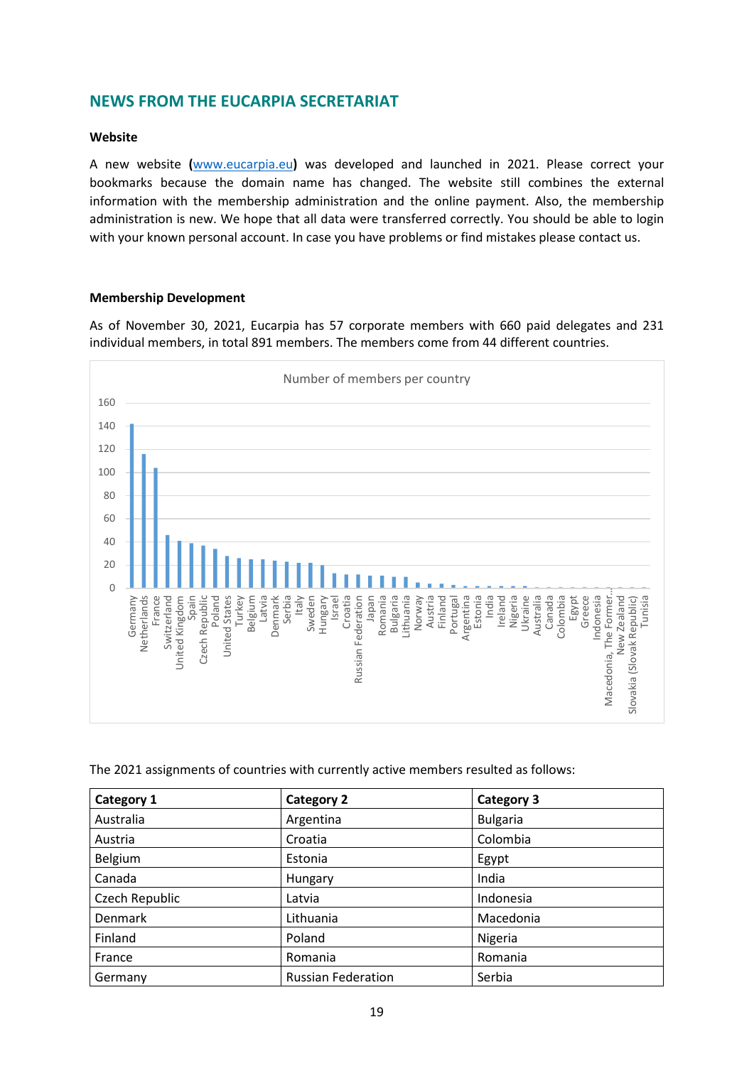## NEWS FROM THE EUCARPIA SECRETARIAT

### Website

A new website (www.eucarpia.eu) was developed and launched in 2021. Please correct your bookmarks because the domain name has changed. The website still combines the external information with the membership administration and the online payment. Also, the membership administration is new. We hope that all data were transferred correctly. You should be able to login with your known personal account. In case you have problems or find mistakes please contact us.

### Membership Development

As of November 30, 2021, Eucarpia has 57 corporate members with 660 paid delegates and 231 individual members, in total 891 members. The members come from 44 different countries.

Number of members per country

The 2021 assignments of countries with currently active members resulted as follows:

| Category 1 | Category 2 | Category 3 |
|---|---|---|
| Australia | Argentina | Bulgaria |
| Austria | Croatia | Colombia |
| Belgium | Estonia | Egypt |
| Canada | Hungary | India |
| Czech Republic | Latvia | Indonesia |
| Denmark | Lithuania | Macedonia |
| Finland | Poland | Nigeria |
| France | Romania | Romania |
| Germany | Russian Federation | Serbia |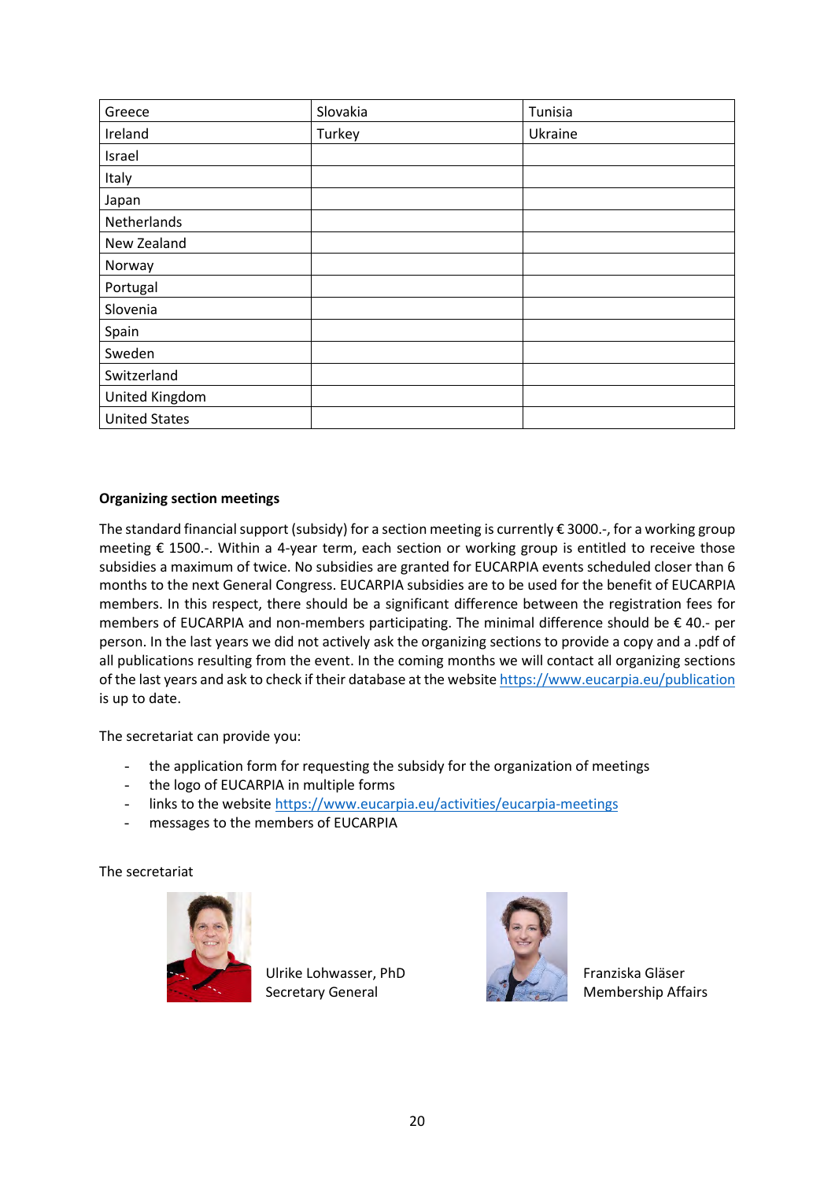| Greece | Slovakia | Tunisia |
| --- | --- | --- |
| Ireland | Turkey | Ukraine |
| Israel | | |
| Italy | | |
| Japan | | |
| Netherlands | | |
| New Zealand | | |
| Norway | | |
| Portugal | | |
| Slovenia | | |
| Spain | | |
| Sweden | | |
| Switzerland | | |
| United Kingdom | | |
| United States | | |

**Organizing section meetings**

The standard financial support (subsidy) for a section meeting is currently € 3000.-, for a working group meeting € 1500.-. Within a 4-year term, each section or working group is entitled to receive those subsidies a maximum of twice. No subsidies are granted for EUCARPIA events scheduled closer than 6 months to the next General Congress. EUCARPIA subsidies are to be used for the benefit of EUCARPIA members. In this respect, there should be a significant difference between the registration fees for members of EUCARPIA and non-members participating. The minimal difference should be € 40.- per person. In the last years we did not actively ask the organizing sections to provide a copy and a .pdf of all publications resulting from the event. In the coming months we will contact all organizing sections of the last years and ask to check if their database at the website https://www.eucarpia.eu/publication is up to date.

The secretariat can provide you:

- the application form for requesting the subsidy for the organization of meetings
- the logo of EUCARPIA in multiple forms
- links to the website https://www.eucarpia.eu/activities/eucarpia-meetings
- messages to the members of EUCARPIA

The secretariat

Ulrike Lohwasser, PhD
Secretary General

Franziska Gläser
Membership Affairs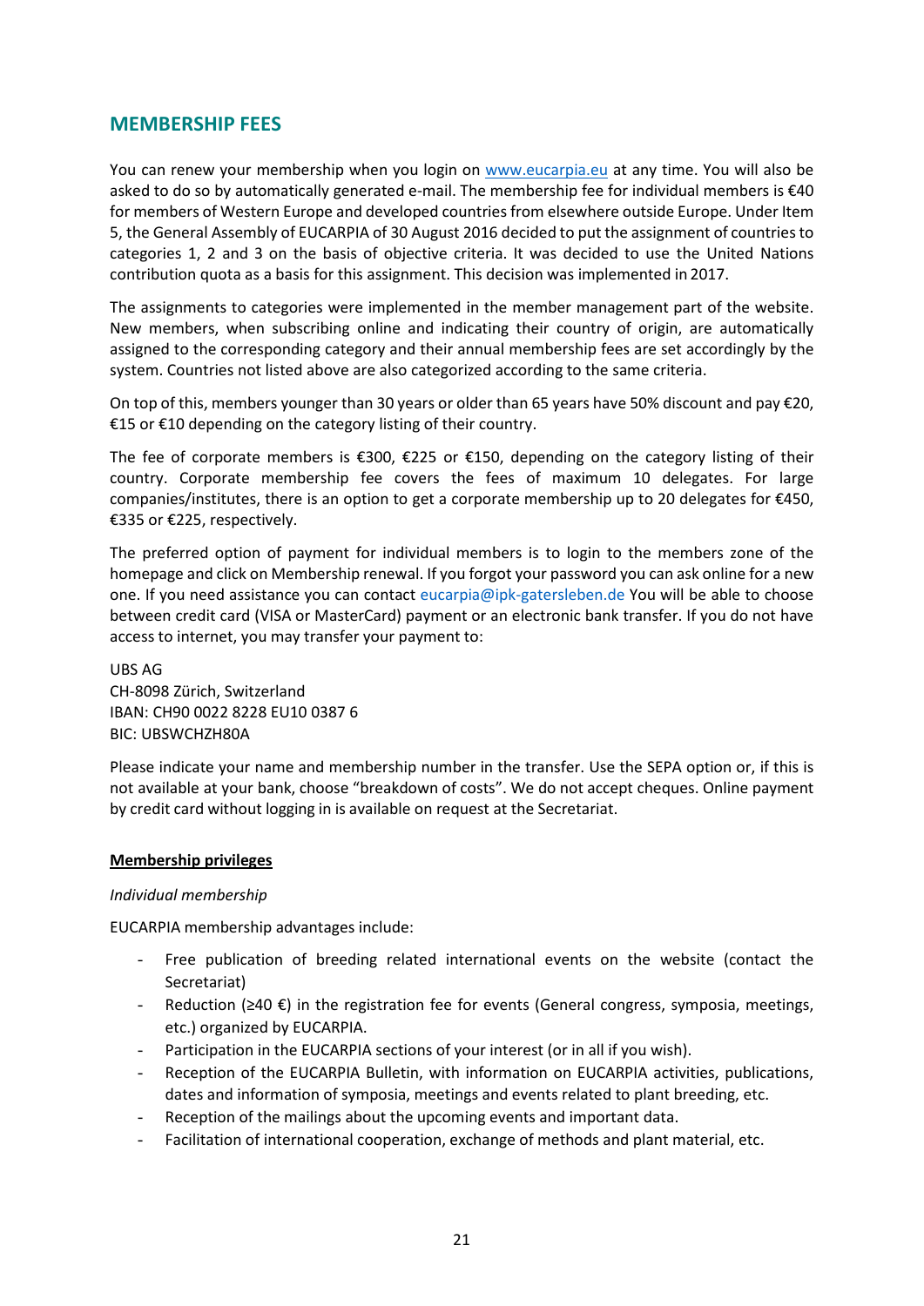## MEMBERSHIP FEES

You can renew your membership when you login on www.eucarpia.eu at any time. You will also be asked to do so by automatically generated e-mail. The membership fee for individual members is €40 for members of Western Europe and developed countries from elsewhere outside Europe. Under Item 5, the General Assembly of EUCARPIA of 30 August 2016 decided to put the assignment of countries to categories 1, 2 and 3 on the basis of objective criteria. It was decided to use the United Nations contribution quota as a basis for this assignment. This decision was implemented in 2017.

The assignments to categories were implemented in the member management part of the website. New members, when subscribing online and indicating their country of origin, are automatically assigned to the corresponding category and their annual membership fees are set accordingly by the system. Countries not listed above are also categorized according to the same criteria.

On top of this, members younger than 30 years or older than 65 years have 50% discount and pay €20, €15 or €10 depending on the category listing of their country.

The fee of corporate members is €300, €225 or €150, depending on the category listing of their country. Corporate membership fee covers the fees of maximum 10 delegates. For large companies/institutes, there is an option to get a corporate membership up to 20 delegates for €450, €335 or €225, respectively.

The preferred option of payment for individual members is to login to the members zone of the homepage and click on Membership renewal. If you forgot your password you can ask online for a new one. If you need assistance you can contact eucarpia@ipk-gatersleben.de You will be able to choose between credit card (VISA or MasterCard) payment or an electronic bank transfer. If you do not have access to internet, you may transfer your payment to:

UBS AG
CH-8098 Zürich, Switzerland
IBAN: CH90 0022 8228 EU10 0387 6
BIC: UBSWCHZH80A

Please indicate your name and membership number in the transfer. Use the SEPA option or, if this is not available at your bank, choose "breakdown of costs". We do not accept cheques. Online payment by credit card without logging in is available on request at the Secretariat.

**Membership privileges**

*Individual membership*

EUCARPIA membership advantages include:

- Free publication of breeding related international events on the website (contact the Secretariat)
- Reduction (≥40 €) in the registration fee for events (General congress, symposia, meetings, etc.) organized by EUCARPIA.
- Participation in the EUCARPIA sections of your interest (or in all if you wish).
- Reception of the EUCARPIA Bulletin, with information on EUCARPIA activities, publications, dates and information of symposia, meetings and events related to plant breeding, etc.
- Reception of the mailings about the upcoming events and important data.
- Facilitation of international cooperation, exchange of methods and plant material, etc.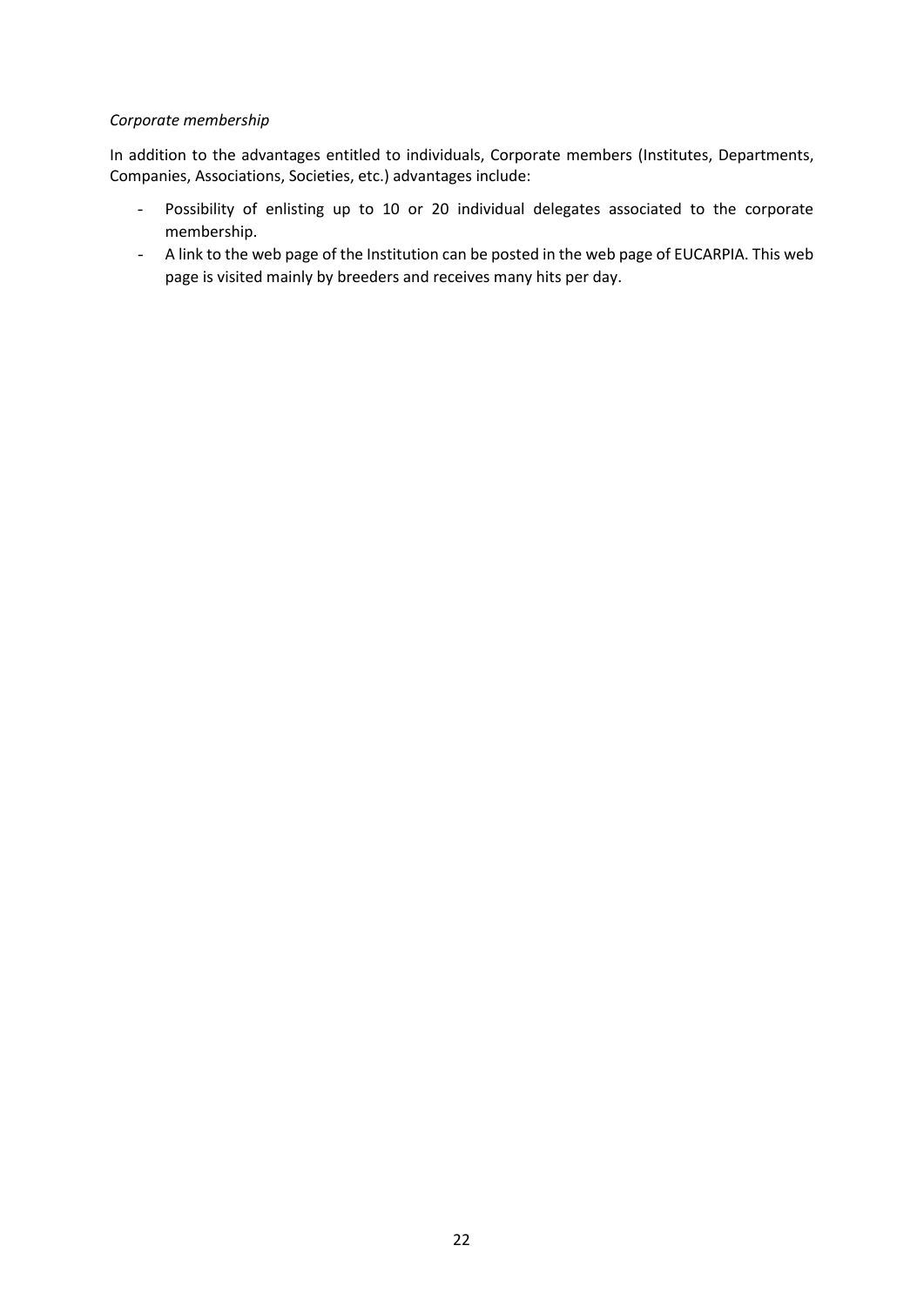*Corporate membership*

In addition to the advantages entitled to individuals, Corporate members (Institutes, Departments, Companies, Associations, Societies, etc.) advantages include:

- Possibility of enlisting up to 10 or 20 individual delegates associated to the corporate membership.
- A link to the web page of the Institution can be posted in the web page of EUCARPIA. This web page is visited mainly by breeders and receives many hits per day.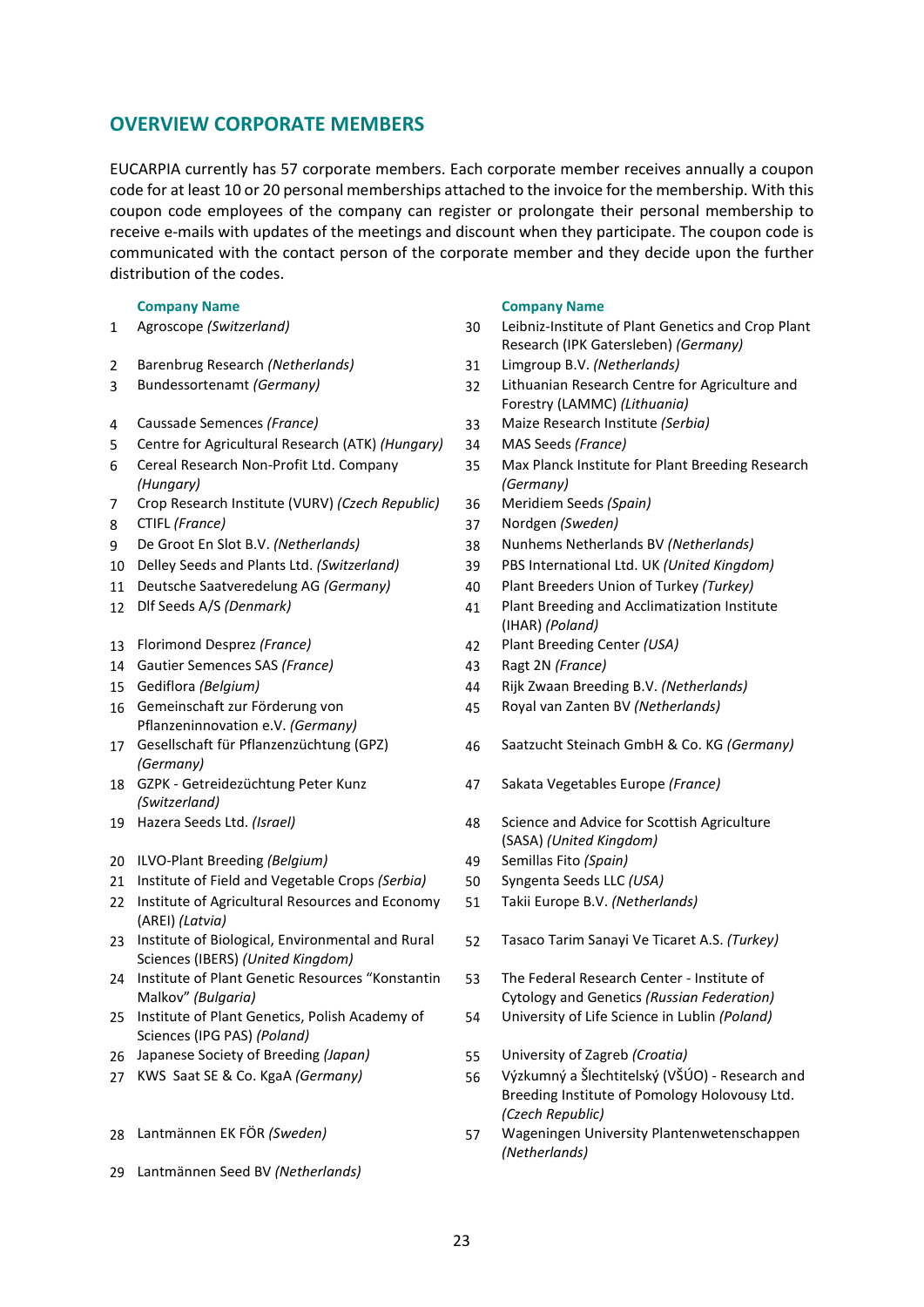## OVERVIEW CORPORATE MEMBERS

EUCARPIA currently has 57 corporate members. Each corporate member receives annually a coupon code for at least 10 or 20 personal memberships attached to the invoice for the membership. With this coupon code employees of the company can register or prolongate their personal membership to receive e-mails with updates of the meetings and discount when they participate. The coupon code is communicated with the contact person of the corporate member and they decide upon the further distribution of the codes.

| | Company Name |
|---|---|
| 1 | Agroscope *(Switzerland)* |
| 2 | Barenbrug Research *(Netherlands)* |
| 3 | Bundessortenamt *(Germany)* |
| 4 | Caussade Semences *(France)* |
| 5 | Centre for Agricultural Research (ATK) *(Hungary)* |
| 6 | Cereal Research Non-Profit Ltd. Company *(Hungary)* |
| 7 | Crop Research Institute (VURV) *(Czech Republic)* |
| 8 | CTIFL *(France)* |
| 9 | De Groot En Slot B.V. *(Netherlands)* |
| 10 | Delley Seeds and Plants Ltd. *(Switzerland)* |
| 11 | Deutsche Saatveredelung AG *(Germany)* |
| 12 | Dlf Seeds A/S *(Denmark)* |
| 13 | Florimond Desprez *(France)* |
| 14 | Gautier Semences SAS *(France)* |
| 15 | Gediflora *(Belgium)* |
| 16 | Gemeinschaft zur Förderung von Pflanzeninnovation e.V. *(Germany)* |
| 17 | Gesellschaft für Pflanzenzüchtung (GPZ) *(Germany)* |
| 18 | GZPK - Getreidezüchtung Peter Kunz *(Switzerland)* |
| 19 | Hazera Seeds Ltd. *(Israel)* |
| 20 | ILVO-Plant Breeding *(Belgium)* |
| 21 | Institute of Field and Vegetable Crops *(Serbia)* |
| 22 | Institute of Agricultural Resources and Economy (AREI) *(Latvia)* |
| 23 | Institute of Biological, Environmental and Rural Sciences (IBERS) *(United Kingdom)* |
| 24 | Institute of Plant Genetic Resources “Konstantin Malkov” *(Bulgaria)* |
| 25 | Institute of Plant Genetics, Polish Academy of Sciences (IPG PAS) *(Poland)* |
| 26 | Japanese Society of Breeding *(Japan)* |
| 27 | KWS Saat SE & Co. KgaA *(Germany)* |
| 28 | Lantmännen EK FÖR *(Sweden)* |
| 29 | Lantmännen Seed BV *(Netherlands)* |
| 30 | Leibniz-Institute of Plant Genetics and Crop Plant Research (IPK Gatersleben) *(Germany)* |
| 31 | Limgroup B.V. *(Netherlands)* |
| 32 | Lithuanian Research Centre for Agriculture and Forestry (LAMMC) *(Lithuania)* |
| 33 | Maize Research Institute *(Serbia)* |
| 34 | MAS Seeds *(France)* |
| 35 | Max Planck Institute for Plant Breeding Research *(Germany)* |
| 36 | Meridiem Seeds *(Spain)* |
| 37 | Nordgen *(Sweden)* |
| 38 | Nunhems Netherlands BV *(Netherlands)* |
| 39 | PBS International Ltd. UK *(United Kingdom)* |
| 40 | Plant Breeders Union of Turkey *(Turkey)* |
| 41 | Plant Breeding and Acclimatization Institute (IHAR) *(Poland)* |
| 42 | Plant Breeding Center *(USA)* |
| 43 | Ragt 2N *(France)* |
| 44 | Rijk Zwaan Breeding B.V. *(Netherlands)* |
| 45 | Royal van Zanten BV *(Netherlands)* |
| 46 | Saatzucht Steinach GmbH & Co. KG *(Germany)* |
| 47 | Sakata Vegetables Europe *(France)* |
| 48 | Science and Advice for Scottish Agriculture (SASA) *(United Kingdom)* |
| 49 | Semillas Fito *(Spain)* |
| 50 | Syngenta Seeds LLC *(USA)* |
| 51 | Takii Europe B.V. *(Netherlands)* |
| 52 | Tasaco Tarim Sanayi Ve Ticaret A.S. *(Turkey)* |
| 53 | The Federal Research Center - Institute of Cytology and Genetics *(Russian Federation)* |
| 54 | University of Life Science in Lublin *(Poland)* |
| 55 | University of Zagreb *(Croatia)* |
| 56 | Výzkumný a Šlechtitelský (VŠÚO) - Research and Breeding Institute of Pomology Holovousy Ltd. *(Czech Republic)* |
| 57 | Wageningen University Plantenwetenschappen *(Netherlands)* |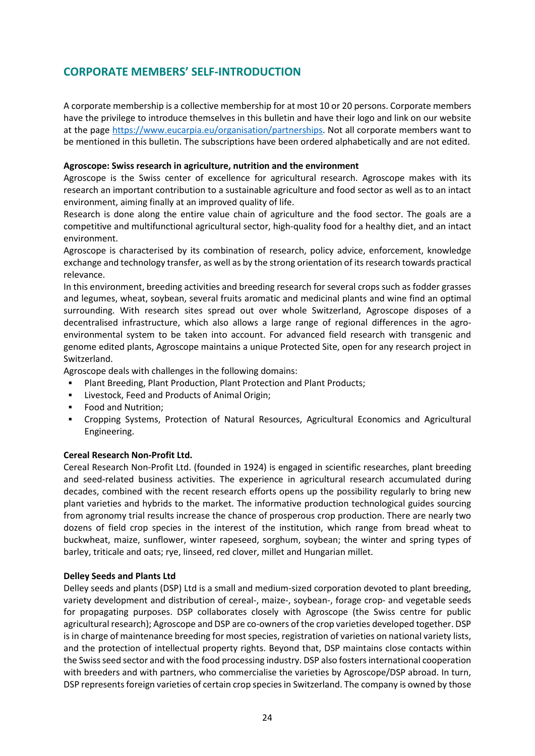## CORPORATE MEMBERS' SELF-INTRODUCTION

A corporate membership is a collective membership for at most 10 or 20 persons. Corporate members have the privilege to introduce themselves in this bulletin and have their logo and link on our website at the page https://www.eucarpia.eu/organisation/partnerships. Not all corporate members want to be mentioned in this bulletin. The subscriptions have been ordered alphabetically and are not edited.

**Agroscope: Swiss research in agriculture, nutrition and the environment**

Agroscope is the Swiss center of excellence for agricultural research. Agroscope makes with its research an important contribution to a sustainable agriculture and food sector as well as to an intact environment, aiming finally at an improved quality of life.

Research is done along the entire value chain of agriculture and the food sector. The goals are a competitive and multifunctional agricultural sector, high-quality food for a healthy diet, and an intact environment.

Agroscope is characterised by its combination of research, policy advice, enforcement, knowledge exchange and technology transfer, as well as by the strong orientation of its research towards practical relevance.

In this environment, breeding activities and breeding research for several crops such as fodder grasses and legumes, wheat, soybean, several fruits aromatic and medicinal plants and wine find an optimal surrounding. With research sites spread out over whole Switzerland, Agroscope disposes of a decentralised infrastructure, which also allows a large range of regional differences in the agro-environmental system to be taken into account. For advanced field research with transgenic and genome edited plants, Agroscope maintains a unique Protected Site, open for any research project in Switzerland.

Agroscope deals with challenges in the following domains:

- Plant Breeding, Plant Production, Plant Protection and Plant Products;
- Livestock, Feed and Products of Animal Origin;
- Food and Nutrition;
- Cropping Systems, Protection of Natural Resources, Agricultural Economics and Agricultural Engineering.

**Cereal Research Non-Profit Ltd.**

Cereal Research Non-Profit Ltd. (founded in 1924) is engaged in scientific researches, plant breeding and seed-related business activities. The experience in agricultural research accumulated during decades, combined with the recent research efforts opens up the possibility regularly to bring new plant varieties and hybrids to the market. The informative production technological guides sourcing from agronomy trial results increase the chance of prosperous crop production. There are nearly two dozens of field crop species in the interest of the institution, which range from bread wheat to buckwheat, maize, sunflower, winter rapeseed, sorghum, soybean; the winter and spring types of barley, triticale and oats; rye, linseed, red clover, millet and Hungarian millet.

**Delley Seeds and Plants Ltd**

Delley seeds and plants (DSP) Ltd is a small and medium-sized corporation devoted to plant breeding, variety development and distribution of cereal-, maize-, soybean-, forage crop- and vegetable seeds for propagating purposes. DSP collaborates closely with Agroscope (the Swiss centre for public agricultural research); Agroscope and DSP are co-owners of the crop varieties developed together. DSP is in charge of maintenance breeding for most species, registration of varieties on national variety lists, and the protection of intellectual property rights. Beyond that, DSP maintains close contacts within the Swiss seed sector and with the food processing industry. DSP also fosters international cooperation with breeders and with partners, who commercialise the varieties by Agroscope/DSP abroad. In turn, DSP represents foreign varieties of certain crop species in Switzerland. The company is owned by those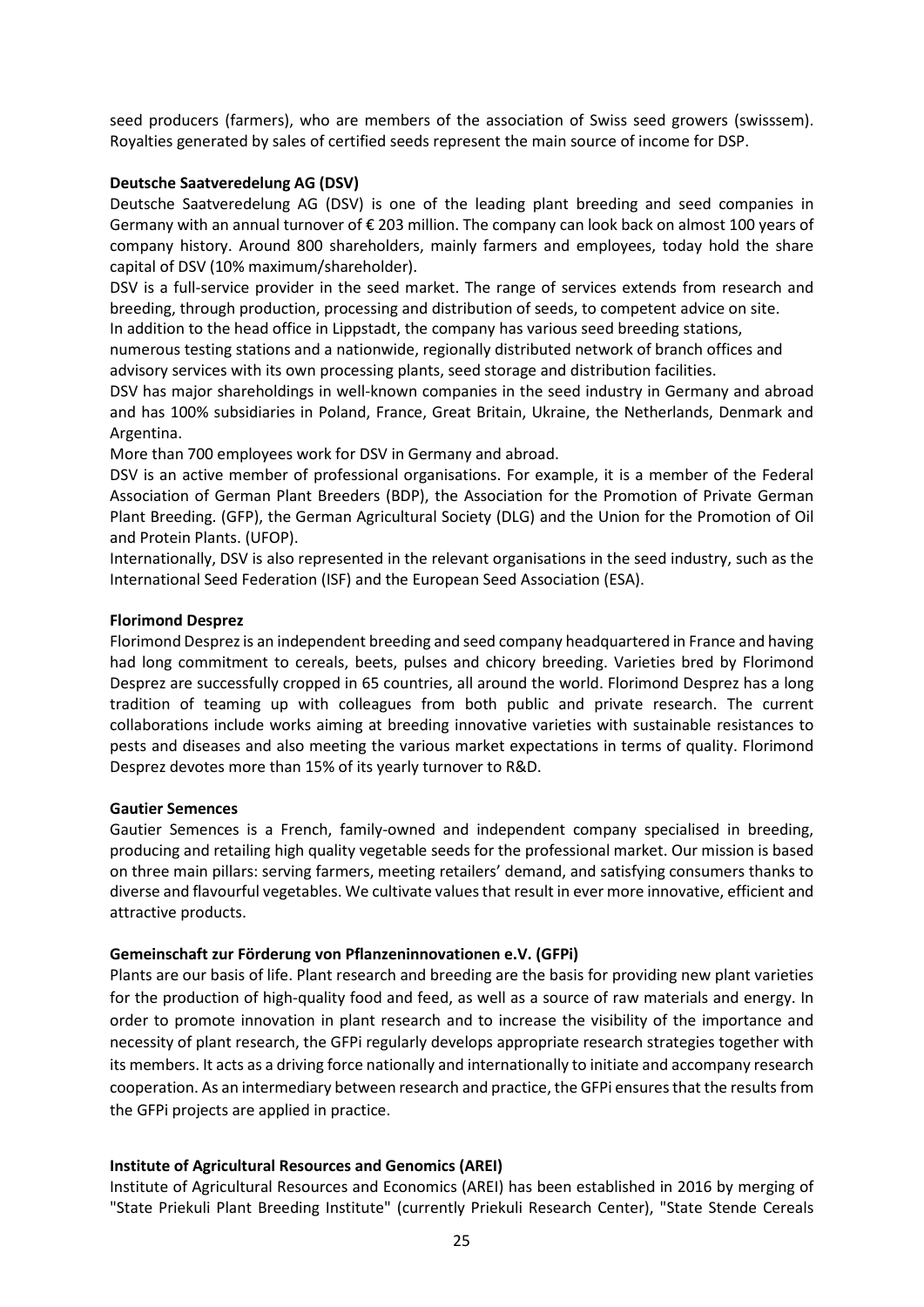seed producers (farmers), who are members of the association of Swiss seed growers (swisssem). Royalties generated by sales of certified seeds represent the main source of income for DSP.

**Deutsche Saatveredelung AG (DSV)**

Deutsche Saatveredelung AG (DSV) is one of the leading plant breeding and seed companies in Germany with an annual turnover of € 203 million. The company can look back on almost 100 years of company history. Around 800 shareholders, mainly farmers and employees, today hold the share capital of DSV (10% maximum/shareholder).

DSV is a full-service provider in the seed market. The range of services extends from research and breeding, through production, processing and distribution of seeds, to competent advice on site.

In addition to the head office in Lippstadt, the company has various seed breeding stations, numerous testing stations and a nationwide, regionally distributed network of branch offices and advisory services with its own processing plants, seed storage and distribution facilities.

DSV has major shareholdings in well-known companies in the seed industry in Germany and abroad and has 100% subsidiaries in Poland, France, Great Britain, Ukraine, the Netherlands, Denmark and Argentina.

More than 700 employees work for DSV in Germany and abroad.

DSV is an active member of professional organisations. For example, it is a member of the Federal Association of German Plant Breeders (BDP), the Association for the Promotion of Private German Plant Breeding. (GFP), the German Agricultural Society (DLG) and the Union for the Promotion of Oil and Protein Plants. (UFOP).

Internationally, DSV is also represented in the relevant organisations in the seed industry, such as the International Seed Federation (ISF) and the European Seed Association (ESA).

**Florimond Desprez**

Florimond Desprez is an independent breeding and seed company headquartered in France and having had long commitment to cereals, beets, pulses and chicory breeding. Varieties bred by Florimond Desprez are successfully cropped in 65 countries, all around the world. Florimond Desprez has a long tradition of teaming up with colleagues from both public and private research. The current collaborations include works aiming at breeding innovative varieties with sustainable resistances to pests and diseases and also meeting the various market expectations in terms of quality. Florimond Desprez devotes more than 15% of its yearly turnover to R&D.

**Gautier Semences**

Gautier Semences is a French, family-owned and independent company specialised in breeding, producing and retailing high quality vegetable seeds for the professional market. Our mission is based on three main pillars: serving farmers, meeting retailers' demand, and satisfying consumers thanks to diverse and flavourful vegetables. We cultivate values that result in ever more innovative, efficient and attractive products.

**Gemeinschaft zur Förderung von Pflanzeninnovationen e.V. (GFPi)**

Plants are our basis of life. Plant research and breeding are the basis for providing new plant varieties for the production of high-quality food and feed, as well as a source of raw materials and energy. In order to promote innovation in plant research and to increase the visibility of the importance and necessity of plant research, the GFPi regularly develops appropriate research strategies together with its members. It acts as a driving force nationally and internationally to initiate and accompany research cooperation. As an intermediary between research and practice, the GFPi ensures that the results from the GFPi projects are applied in practice.

**Institute of Agricultural Resources and Genomics (AREI)**

Institute of Agricultural Resources and Economics (AREI) has been established in 2016 by merging of "State Priekuli Plant Breeding Institute" (currently Priekuli Research Center), "State Stende Cereals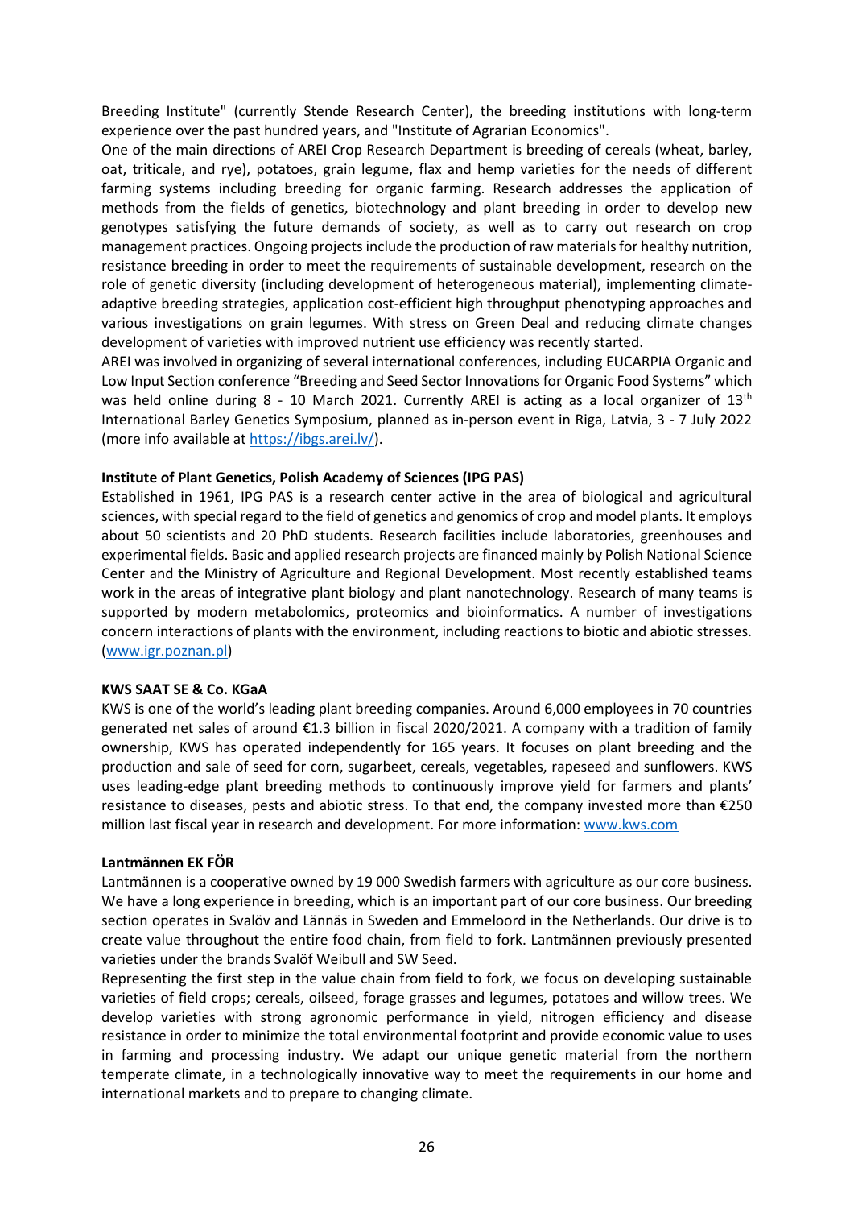Breeding Institute" (currently Stende Research Center), the breeding institutions with long-term experience over the past hundred years, and "Institute of Agrarian Economics".

One of the main directions of AREI Crop Research Department is breeding of cereals (wheat, barley, oat, triticale, and rye), potatoes, grain legume, flax and hemp varieties for the needs of different farming systems including breeding for organic farming. Research addresses the application of methods from the fields of genetics, biotechnology and plant breeding in order to develop new genotypes satisfying the future demands of society, as well as to carry out research on crop management practices. Ongoing projects include the production of raw materials for healthy nutrition, resistance breeding in order to meet the requirements of sustainable development, research on the role of genetic diversity (including development of heterogeneous material), implementing climate-adaptive breeding strategies, application cost-efficient high throughput phenotyping approaches and various investigations on grain legumes. With stress on Green Deal and reducing climate changes development of varieties with improved nutrient use efficiency was recently started.

AREI was involved in organizing of several international conferences, including EUCARPIA Organic and Low Input Section conference "Breeding and Seed Sector Innovations for Organic Food Systems" which was held online during 8 - 10 March 2021. Currently AREI is acting as a local organizer of 13th International Barley Genetics Symposium, planned as in-person event in Riga, Latvia, 3 - 7 July 2022 (more info available at https://ibgs.arei.lv/).

**Institute of Plant Genetics, Polish Academy of Sciences (IPG PAS)**

Established in 1961, IPG PAS is a research center active in the area of biological and agricultural sciences, with special regard to the field of genetics and genomics of crop and model plants. It employs about 50 scientists and 20 PhD students. Research facilities include laboratories, greenhouses and experimental fields. Basic and applied research projects are financed mainly by Polish National Science Center and the Ministry of Agriculture and Regional Development. Most recently established teams work in the areas of integrative plant biology and plant nanotechnology. Research of many teams is supported by modern metabolomics, proteomics and bioinformatics. A number of investigations concern interactions of plants with the environment, including reactions to biotic and abiotic stresses. (www.igr.poznan.pl)

**KWS SAAT SE & Co. KGaA**

KWS is one of the world's leading plant breeding companies. Around 6,000 employees in 70 countries generated net sales of around €1.3 billion in fiscal 2020/2021. A company with a tradition of family ownership, KWS has operated independently for 165 years. It focuses on plant breeding and the production and sale of seed for corn, sugarbeet, cereals, vegetables, rapeseed and sunflowers. KWS uses leading-edge plant breeding methods to continuously improve yield for farmers and plants' resistance to diseases, pests and abiotic stress. To that end, the company invested more than €250 million last fiscal year in research and development. For more information: www.kws.com

**Lantmännen EK FÖR**

Lantmännen is a cooperative owned by 19 000 Swedish farmers with agriculture as our core business. We have a long experience in breeding, which is an important part of our core business. Our breeding section operates in Svalöv and Lännäs in Sweden and Emmeloord in the Netherlands. Our drive is to create value throughout the entire food chain, from field to fork. Lantmännen previously presented varieties under the brands Svalöf Weibull and SW Seed.

Representing the first step in the value chain from field to fork, we focus on developing sustainable varieties of field crops; cereals, oilseed, forage grasses and legumes, potatoes and willow trees. We develop varieties with strong agronomic performance in yield, nitrogen efficiency and disease resistance in order to minimize the total environmental footprint and provide economic value to uses in farming and processing industry. We adapt our unique genetic material from the northern temperate climate, in a technologically innovative way to meet the requirements in our home and international markets and to prepare to changing climate.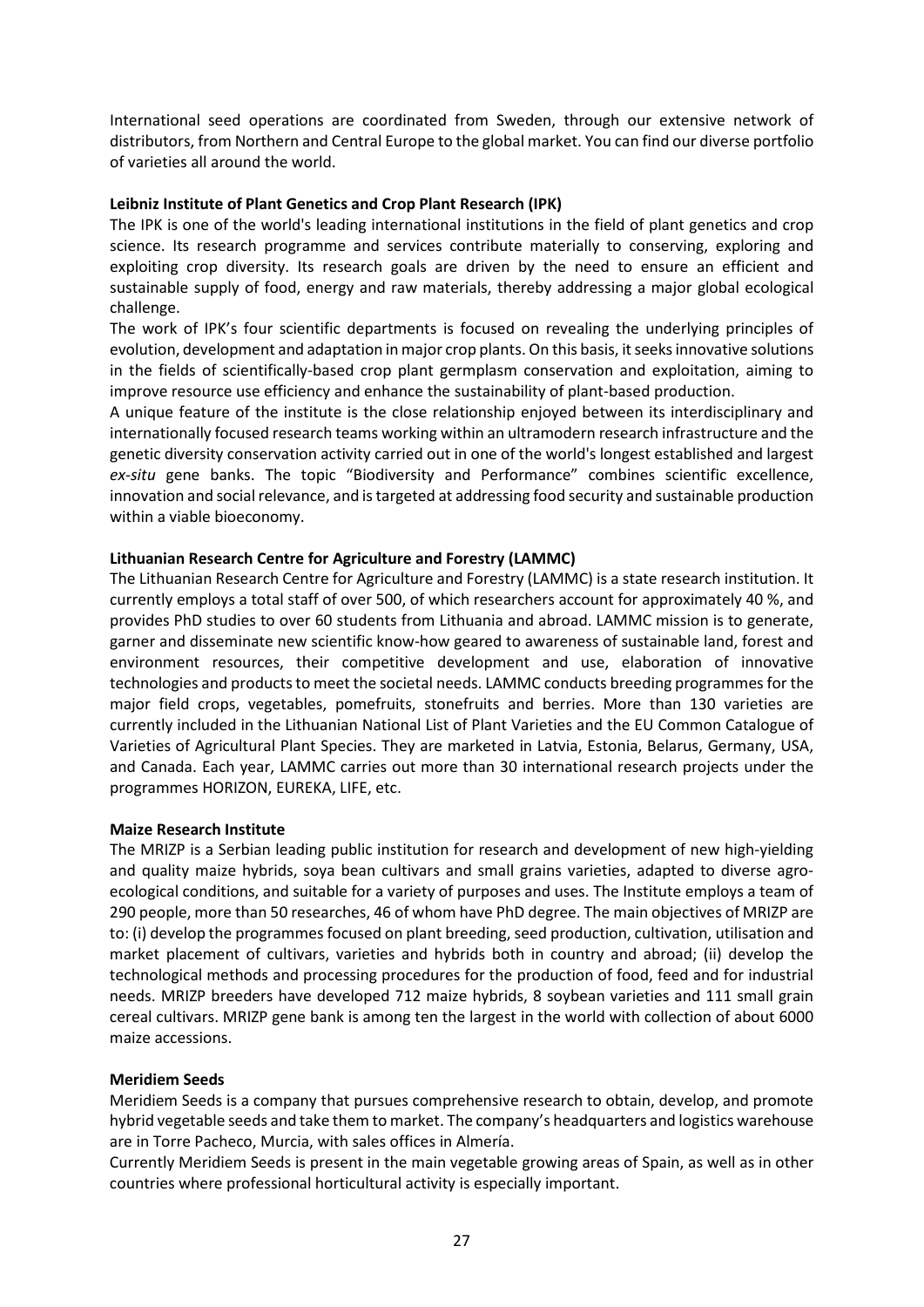International seed operations are coordinated from Sweden, through our extensive network of distributors, from Northern and Central Europe to the global market. You can find our diverse portfolio of varieties all around the world.

**Leibniz Institute of Plant Genetics and Crop Plant Research (IPK)**

The IPK is one of the world's leading international institutions in the field of plant genetics and crop science. Its research programme and services contribute materially to conserving, exploring and exploiting crop diversity. Its research goals are driven by the need to ensure an efficient and sustainable supply of food, energy and raw materials, thereby addressing a major global ecological challenge.

The work of IPK's four scientific departments is focused on revealing the underlying principles of evolution, development and adaptation in major crop plants. On this basis, it seeks innovative solutions in the fields of scientifically-based crop plant germplasm conservation and exploitation, aiming to improve resource use efficiency and enhance the sustainability of plant-based production.

A unique feature of the institute is the close relationship enjoyed between its interdisciplinary and internationally focused research teams working within an ultramodern research infrastructure and the genetic diversity conservation activity carried out in one of the world's longest established and largest *ex-situ* gene banks. The topic "Biodiversity and Performance" combines scientific excellence, innovation and social relevance, and is targeted at addressing food security and sustainable production within a viable bioeconomy.

**Lithuanian Research Centre for Agriculture and Forestry (LAMMC)**

The Lithuanian Research Centre for Agriculture and Forestry (LAMMC) is a state research institution. It currently employs a total staff of over 500, of which researchers account for approximately 40 %, and provides PhD studies to over 60 students from Lithuania and abroad. LAMMC mission is to generate, garner and disseminate new scientific know-how geared to awareness of sustainable land, forest and environment resources, their competitive development and use, elaboration of innovative technologies and products to meet the societal needs. LAMMC conducts breeding programmes for the major field crops, vegetables, pomefruits, stonefruits and berries. More than 130 varieties are currently included in the Lithuanian National List of Plant Varieties and the EU Common Catalogue of Varieties of Agricultural Plant Species. They are marketed in Latvia, Estonia, Belarus, Germany, USA, and Canada. Each year, LAMMC carries out more than 30 international research projects under the programmes HORIZON, EUREKA, LIFE, etc.

**Maize Research Institute**

The MRIZP is a Serbian leading public institution for research and development of new high-yielding and quality maize hybrids, soya bean cultivars and small grains varieties, adapted to diverse agro-ecological conditions, and suitable for a variety of purposes and uses. The Institute employs a team of 290 people, more than 50 researches, 46 of whom have PhD degree. The main objectives of MRIZP are to: (i) develop the programmes focused on plant breeding, seed production, cultivation, utilisation and market placement of cultivars, varieties and hybrids both in country and abroad; (ii) develop the technological methods and processing procedures for the production of food, feed and for industrial needs. MRIZP breeders have developed 712 maize hybrids, 8 soybean varieties and 111 small grain cereal cultivars. MRIZP gene bank is among ten the largest in the world with collection of about 6000 maize accessions.

**Meridiem Seeds**

Meridiem Seeds is a company that pursues comprehensive research to obtain, develop, and promote hybrid vegetable seeds and take them to market. The company's headquarters and logistics warehouse are in Torre Pacheco, Murcia, with sales offices in Almería.

Currently Meridiem Seeds is present in the main vegetable growing areas of Spain, as well as in other countries where professional horticultural activity is especially important.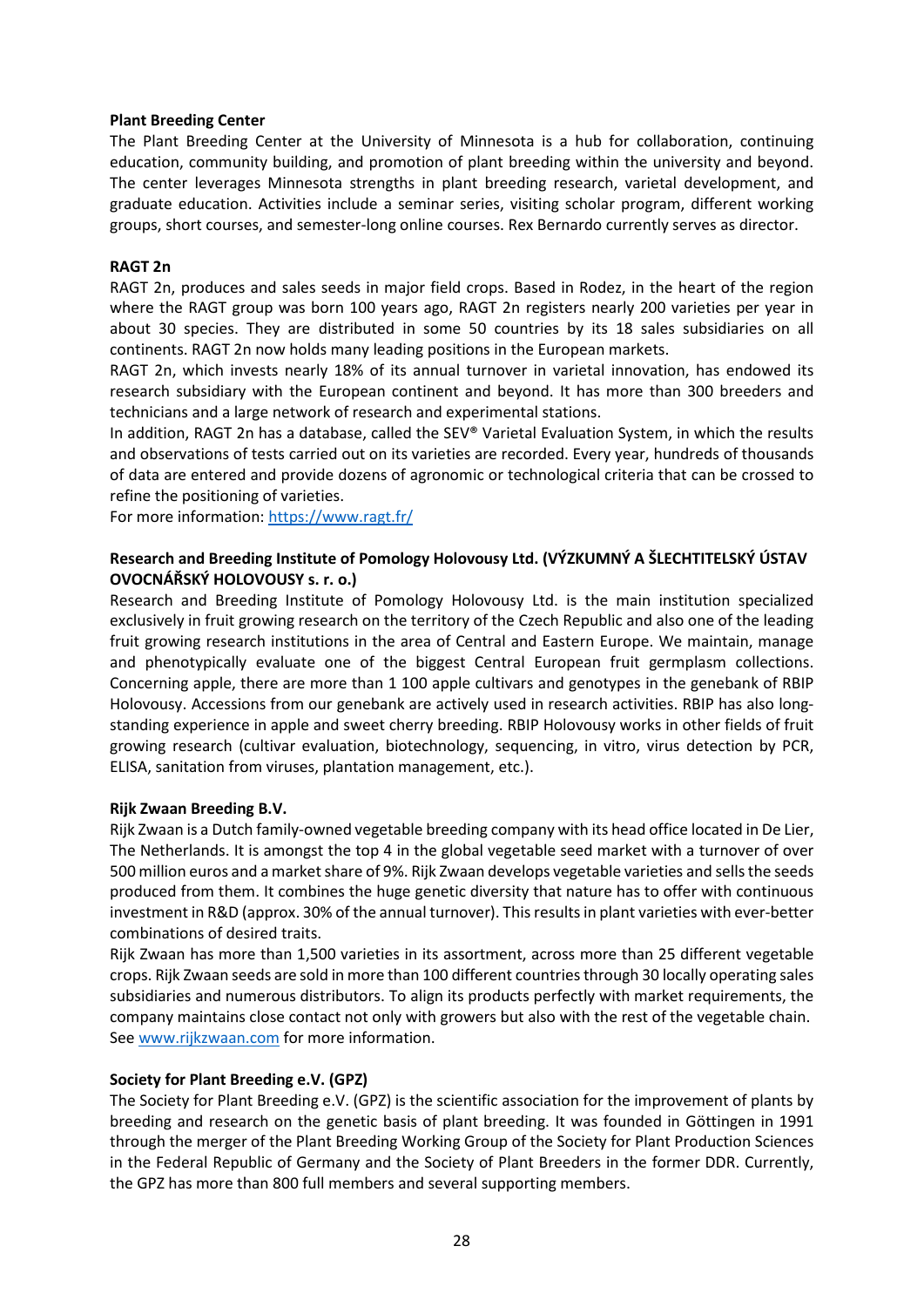**Plant Breeding Center**

The Plant Breeding Center at the University of Minnesota is a hub for collaboration, continuing education, community building, and promotion of plant breeding within the university and beyond. The center leverages Minnesota strengths in plant breeding research, varietal development, and graduate education. Activities include a seminar series, visiting scholar program, different working groups, short courses, and semester-long online courses. Rex Bernardo currently serves as director.

**RAGT 2n**

RAGT 2n, produces and sales seeds in major field crops. Based in Rodez, in the heart of the region where the RAGT group was born 100 years ago, RAGT 2n registers nearly 200 varieties per year in about 30 species. They are distributed in some 50 countries by its 18 sales subsidiaries on all continents. RAGT 2n now holds many leading positions in the European markets.

RAGT 2n, which invests nearly 18% of its annual turnover in varietal innovation, has endowed its research subsidiary with the European continent and beyond. It has more than 300 breeders and technicians and a large network of research and experimental stations.

In addition, RAGT 2n has a database, called the SEV® Varietal Evaluation System, in which the results and observations of tests carried out on its varieties are recorded. Every year, hundreds of thousands of data are entered and provide dozens of agronomic or technological criteria that can be crossed to refine the positioning of varieties.

For more information: https://www.ragt.fr/

**Research and Breeding Institute of Pomology Holovousy Ltd. (VÝZKUMNÝ A ŠLECHTITELSKÝ ÚSTAV OVOCNÁŘSKÝ HOLOVOUSY s. r. o.)**

Research and Breeding Institute of Pomology Holovousy Ltd. is the main institution specialized exclusively in fruit growing research on the territory of the Czech Republic and also one of the leading fruit growing research institutions in the area of Central and Eastern Europe. We maintain, manage and phenotypically evaluate one of the biggest Central European fruit germplasm collections. Concerning apple, there are more than 1 100 apple cultivars and genotypes in the genebank of RBIP Holovousy. Accessions from our genebank are actively used in research activities. RBIP has also long-standing experience in apple and sweet cherry breeding. RBIP Holovousy works in other fields of fruit growing research (cultivar evaluation, biotechnology, sequencing, in vitro, virus detection by PCR, ELISA, sanitation from viruses, plantation management, etc.).

**Rijk Zwaan Breeding B.V.**

Rijk Zwaan is a Dutch family-owned vegetable breeding company with its head office located in De Lier, The Netherlands. It is amongst the top 4 in the global vegetable seed market with a turnover of over 500 million euros and a market share of 9%. Rijk Zwaan develops vegetable varieties and sells the seeds produced from them. It combines the huge genetic diversity that nature has to offer with continuous investment in R&D (approx. 30% of the annual turnover). This results in plant varieties with ever-better combinations of desired traits.

Rijk Zwaan has more than 1,500 varieties in its assortment, across more than 25 different vegetable crops. Rijk Zwaan seeds are sold in more than 100 different countries through 30 locally operating sales subsidiaries and numerous distributors. To align its products perfectly with market requirements, the company maintains close contact not only with growers but also with the rest of the vegetable chain. See www.rijkzwaan.com for more information.

**Society for Plant Breeding e.V. (GPZ)**

The Society for Plant Breeding e.V. (GPZ) is the scientific association for the improvement of plants by breeding and research on the genetic basis of plant breeding. It was founded in Göttingen in 1991 through the merger of the Plant Breeding Working Group of the Society for Plant Production Sciences in the Federal Republic of Germany and the Society of Plant Breeders in the former DDR. Currently, the GPZ has more than 800 full members and several supporting members.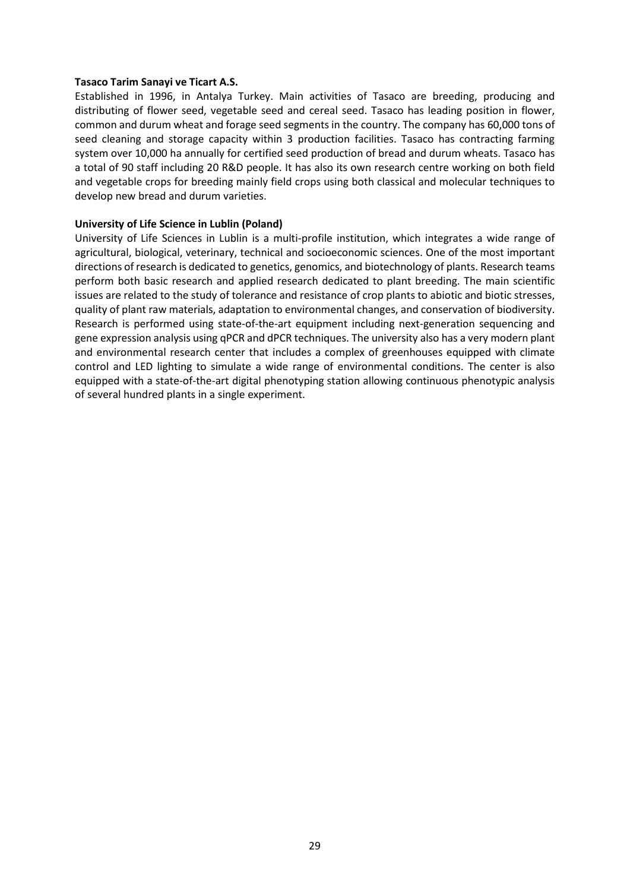**Tasaco Tarim Sanayi ve Ticart A.S.**

Established in 1996, in Antalya Turkey. Main activities of Tasaco are breeding, producing and distributing of flower seed, vegetable seed and cereal seed. Tasaco has leading position in flower, common and durum wheat and forage seed segments in the country. The company has 60,000 tons of seed cleaning and storage capacity within 3 production facilities. Tasaco has contracting farming system over 10,000 ha annually for certified seed production of bread and durum wheats. Tasaco has a total of 90 staff including 20 R&D people. It has also its own research centre working on both field and vegetable crops for breeding mainly field crops using both classical and molecular techniques to develop new bread and durum varieties.

**University of Life Science in Lublin (Poland)**

University of Life Sciences in Lublin is a multi-profile institution, which integrates a wide range of agricultural, biological, veterinary, technical and socioeconomic sciences. One of the most important directions of research is dedicated to genetics, genomics, and biotechnology of plants. Research teams perform both basic research and applied research dedicated to plant breeding. The main scientific issues are related to the study of tolerance and resistance of crop plants to abiotic and biotic stresses, quality of plant raw materials, adaptation to environmental changes, and conservation of biodiversity. Research is performed using state-of-the-art equipment including next-generation sequencing and gene expression analysis using qPCR and dPCR techniques. The university also has a very modern plant and environmental research center that includes a complex of greenhouses equipped with climate control and LED lighting to simulate a wide range of environmental conditions. The center is also equipped with a state-of-the-art digital phenotyping station allowing continuous phenotypic analysis of several hundred plants in a single experiment.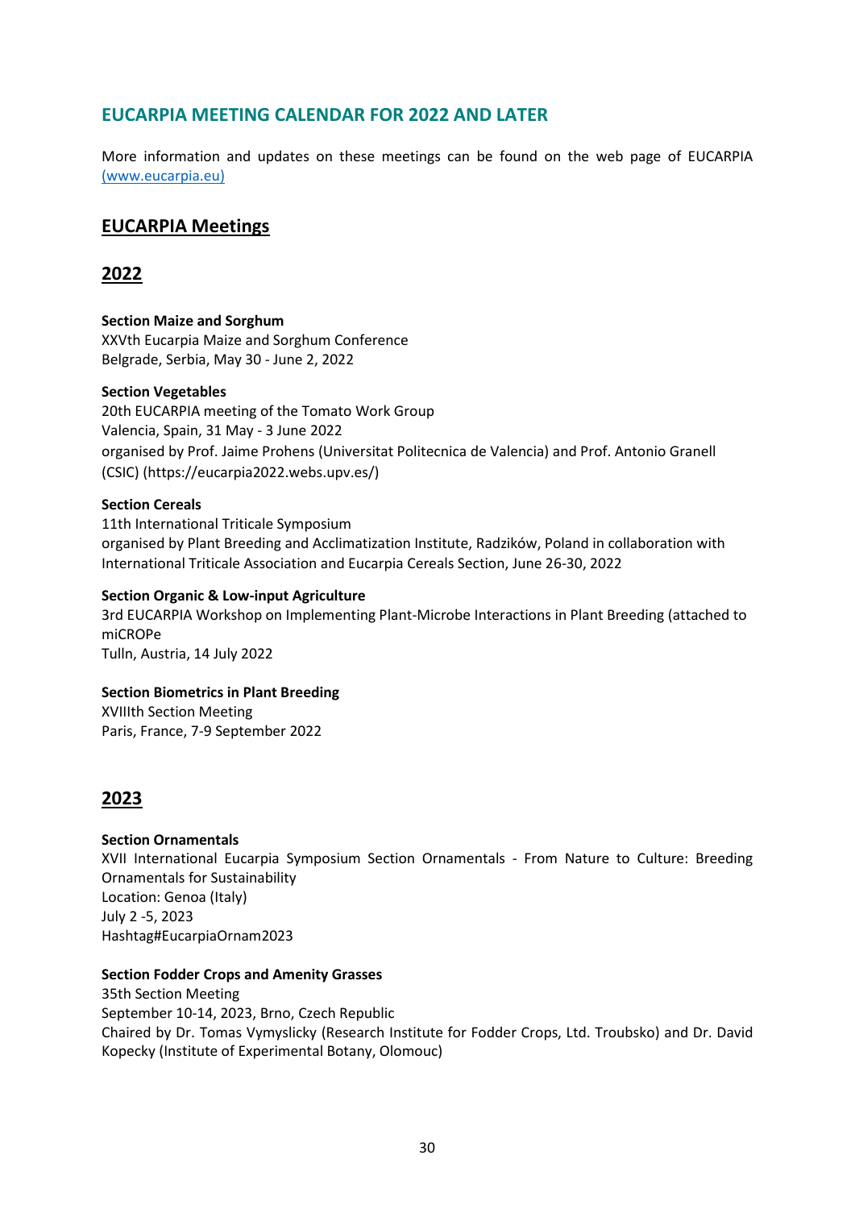## EUCARPIA MEETING CALENDAR FOR 2022 AND LATER

More information and updates on these meetings can be found on the web page of EUCARPIA [(www.eucarpia.eu)](http://www.eucarpia.eu)

## EUCARPIA Meetings

## 2022

**Section Maize and Sorghum**
XXVth Eucarpia Maize and Sorghum Conference
Belgrade, Serbia, May 30 - June 2, 2022

**Section Vegetables**
20th EUCARPIA meeting of the Tomato Work Group
Valencia, Spain, 31 May - 3 June 2022
organised by Prof. Jaime Prohens (Universitat Politecnica de Valencia) and Prof. Antonio Granell (CSIC) (https://eucarpia2022.webs.upv.es/)

**Section Cereals**
11th International Triticale Symposium
organised by Plant Breeding and Acclimatization Institute, Radzików, Poland in collaboration with International Triticale Association and Eucarpia Cereals Section, June 26-30, 2022

**Section Organic & Low-input Agriculture**
3rd EUCARPIA Workshop on Implementing Plant-Microbe Interactions in Plant Breeding (attached to miCROPe
Tulln, Austria, 14 July 2022

**Section Biometrics in Plant Breeding**
XVIIIth Section Meeting
Paris, France, 7-9 September 2022

## 2023

**Section Ornamentals**
XVII International Eucarpia Symposium Section Ornamentals - From Nature to Culture: Breeding Ornamentals for Sustainability
Location: Genoa (Italy)
July 2 -5, 2023
Hashtag#EucarpiaOrnam2023

**Section Fodder Crops and Amenity Grasses**
35th Section Meeting
September 10-14, 2023, Brno, Czech Republic
Chaired by Dr. Tomas Vymyslicky (Research Institute for Fodder Crops, Ltd. Troubsko) and Dr. David Kopecky (Institute of Experimental Botany, Olomouc)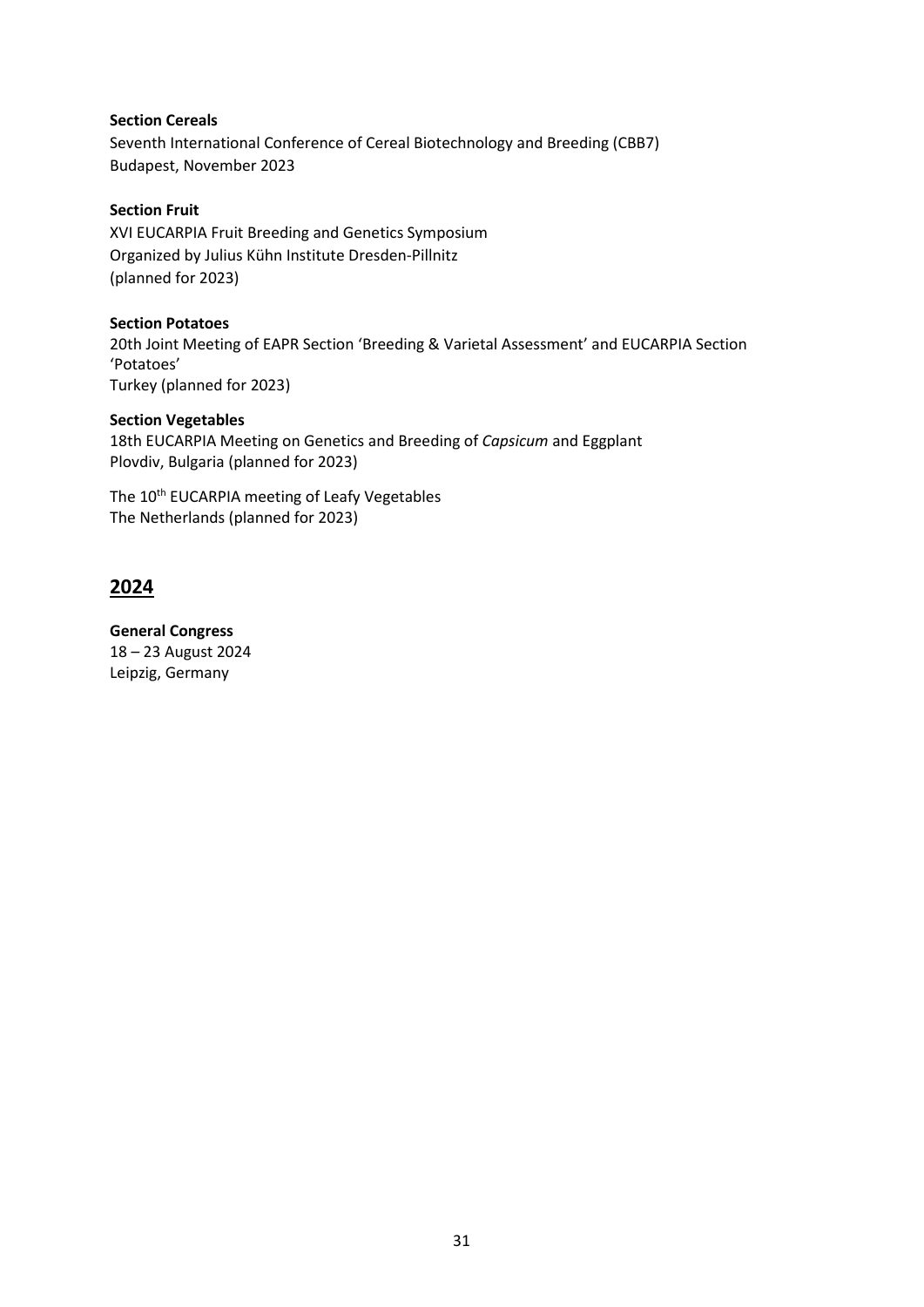**Section Cereals**
Seventh International Conference of Cereal Biotechnology and Breeding (CBB7)
Budapest, November 2023

**Section Fruit**
XVI EUCARPIA Fruit Breeding and Genetics Symposium
Organized by Julius Kühn Institute Dresden-Pillnitz
(planned for 2023)

**Section Potatoes**
20th Joint Meeting of EAPR Section 'Breeding & Varietal Assessment' and EUCARPIA Section 'Potatoes'
Turkey (planned for 2023)

**Section Vegetables**
18th EUCARPIA Meeting on Genetics and Breeding of *Capsicum* and Eggplant
Plovdiv, Bulgaria (planned for 2023)

The 10th EUCARPIA meeting of Leafy Vegetables
The Netherlands (planned for 2023)

## 2024

**General Congress**
18 – 23 August 2024
Leipzig, Germany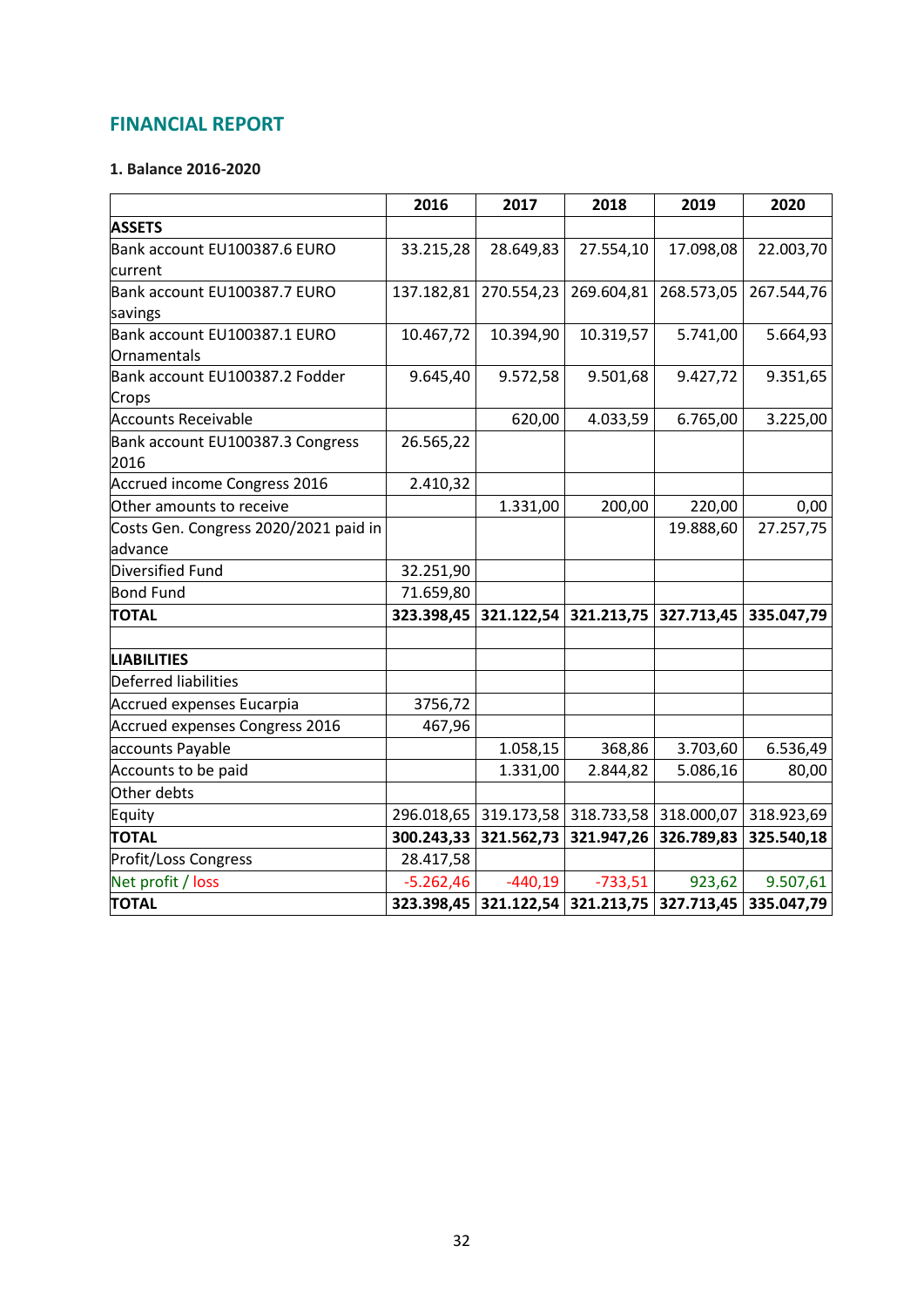## FINANCIAL REPORT

### 1. Balance 2016-2020

| | 2016 | 2017 | 2018 | 2019 | 2020 |
|---|---|---|---|---|---|
| **ASSETS** | | | | | |
| Bank account EU100387.6 EURO current | 33.215,28 | 28.649,83 | 27.554,10 | 17.098,08 | 22.003,70 |
| Bank account EU100387.7 EURO savings | 137.182,81 | 270.554,23 | 269.604,81 | 268.573,05 | 267.544,76 |
| Bank account EU100387.1 EURO Ornamentals | 10.467,72 | 10.394,90 | 10.319,57 | 5.741,00 | 5.664,93 |
| Bank account EU100387.2 Fodder Crops | 9.645,40 | 9.572,58 | 9.501,68 | 9.427,72 | 9.351,65 |
| Accounts Receivable | | 620,00 | 4.033,59 | 6.765,00 | 3.225,00 |
| Bank account EU100387.3 Congress 2016 | 26.565,22 | | | | |
| Accrued income Congress 2016 | 2.410,32 | | | | |
| Other amounts to receive | | 1.331,00 | 200,00 | 220,00 | 0,00 |
| Costs Gen. Congress 2020/2021 paid in advance | | | | 19.888,60 | 27.257,75 |
| Diversified Fund | 32.251,90 | | | | |
| Bond Fund | 71.659,80 | | | | |
| **TOTAL** | **323.398,45** | **321.122,54** | **321.213,75** | **327.713,45** | **335.047,79** |
| | | | | | |
| **LIABILITIES** | | | | | |
| Deferred liabilities | | | | | |
| Accrued expenses Eucarpia | 3756,72 | | | | |
| Accrued expenses Congress 2016 | 467,96 | | | | |
| accounts Payable | | 1.058,15 | 368,86 | 3.703,60 | 6.536,49 |
| Accounts to be paid | | 1.331,00 | 2.844,82 | 5.086,16 | 80,00 |
| Other debts | | | | | |
| Equity | 296.018,65 | 319.173,58 | 318.733,58 | 318.000,07 | 318.923,69 |
| **TOTAL** | **300.243,33** | **321.562,73** | **321.947,26** | **326.789,83** | **325.540,18** |
| Profit/Loss Congress | 28.417,58 | | | | |
| Net profit / loss | -5.262,46 | -440,19 | -733,51 | 923,62 | 9.507,61 |
| **TOTAL** | **323.398,45** | **321.122,54** | **321.213,75** | **327.713,45** | **335.047,79** |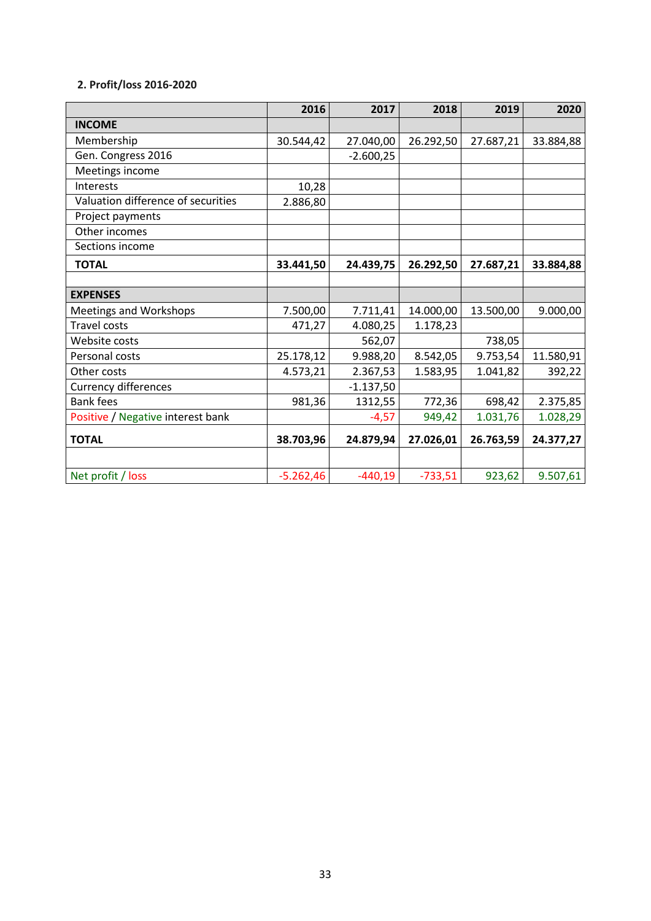### 2. Profit/loss 2016-2020

| | 2016 | 2017 | 2018 | 2019 | 2020 |
|---|---|---|---|---|---|
| **INCOME** | | | | | |
| Membership | 30.544,42 | 27.040,00 | 26.292,50 | 27.687,21 | 33.884,88 |
| Gen. Congress 2016 | | -2.600,25 | | | |
| Meetings income | | | | | |
| Interests | 10,28 | | | | |
| Valuation difference of securities | 2.886,80 | | | | |
| Project payments | | | | | |
| Other incomes | | | | | |
| Sections income | | | | | |
| **TOTAL** | **33.441,50** | **24.439,75** | **26.292,50** | **27.687,21** | **33.884,88** |
| | | | | | |
| **EXPENSES** | | | | | |
| Meetings and Workshops | 7.500,00 | 7.711,41 | 14.000,00 | 13.500,00 | 9.000,00 |
| Travel costs | 471,27 | 4.080,25 | 1.178,23 | | |
| Website costs | | 562,07 | | 738,05 | |
| Personal costs | 25.178,12 | 9.988,20 | 8.542,05 | 9.753,54 | 11.580,91 |
| Other costs | 4.573,21 | 2.367,53 | 1.583,95 | 1.041,82 | 392,22 |
| Currency differences | | -1.137,50 | | | |
| Bank fees | 981,36 | 1312,55 | 772,36 | 698,42 | 2.375,85 |
| Positive / Negative interest bank | | -4,57 | 949,42 | 1.031,76 | 1.028,29 |
| **TOTAL** | **38.703,96** | **24.879,94** | **27.026,01** | **26.763,59** | **24.377,27** |
| | | | | | |
| Net profit / loss | -5.262,46 | -440,19 | -733,51 | 923,62 | 9.507,61 |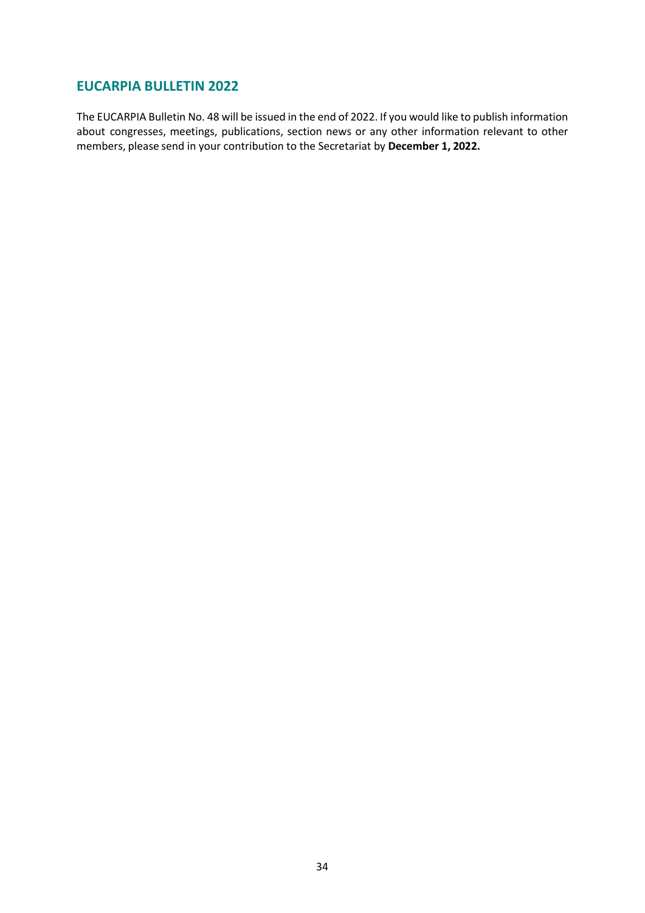## EUCARPIA BULLETIN 2022

The EUCARPIA Bulletin No. 48 will be issued in the end of 2022. If you would like to publish information about congresses, meetings, publications, section news or any other information relevant to other members, please send in your contribution to the Secretariat by **December 1, 2022.**